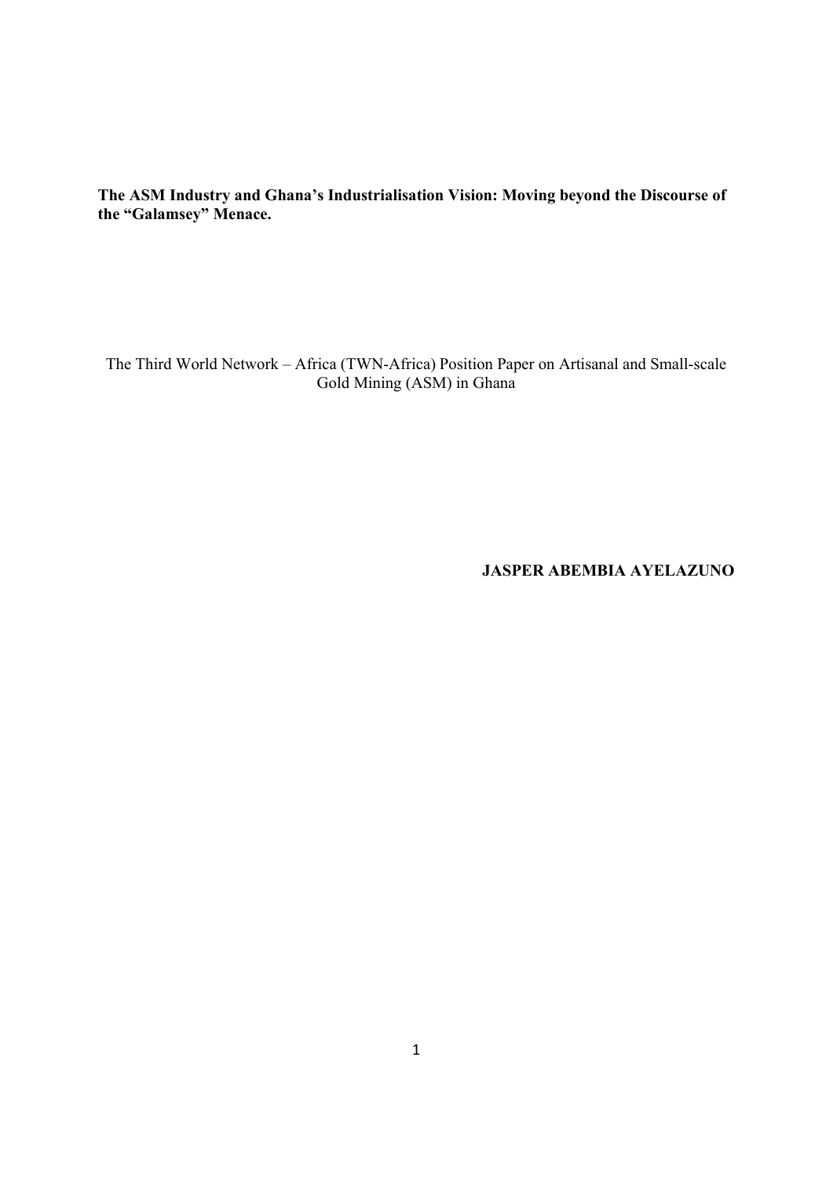# The ASM Industry and Ghana's Industrialisation Vision: Moving beyond the Discourse of the "Galamsey" Menace.

The Third World Network – Africa (TWN-Africa) Position Paper on Artisanal and Small-scale Gold Mining (ASM) in Ghana

**JASPER ABEMBIA AYELAZUNO**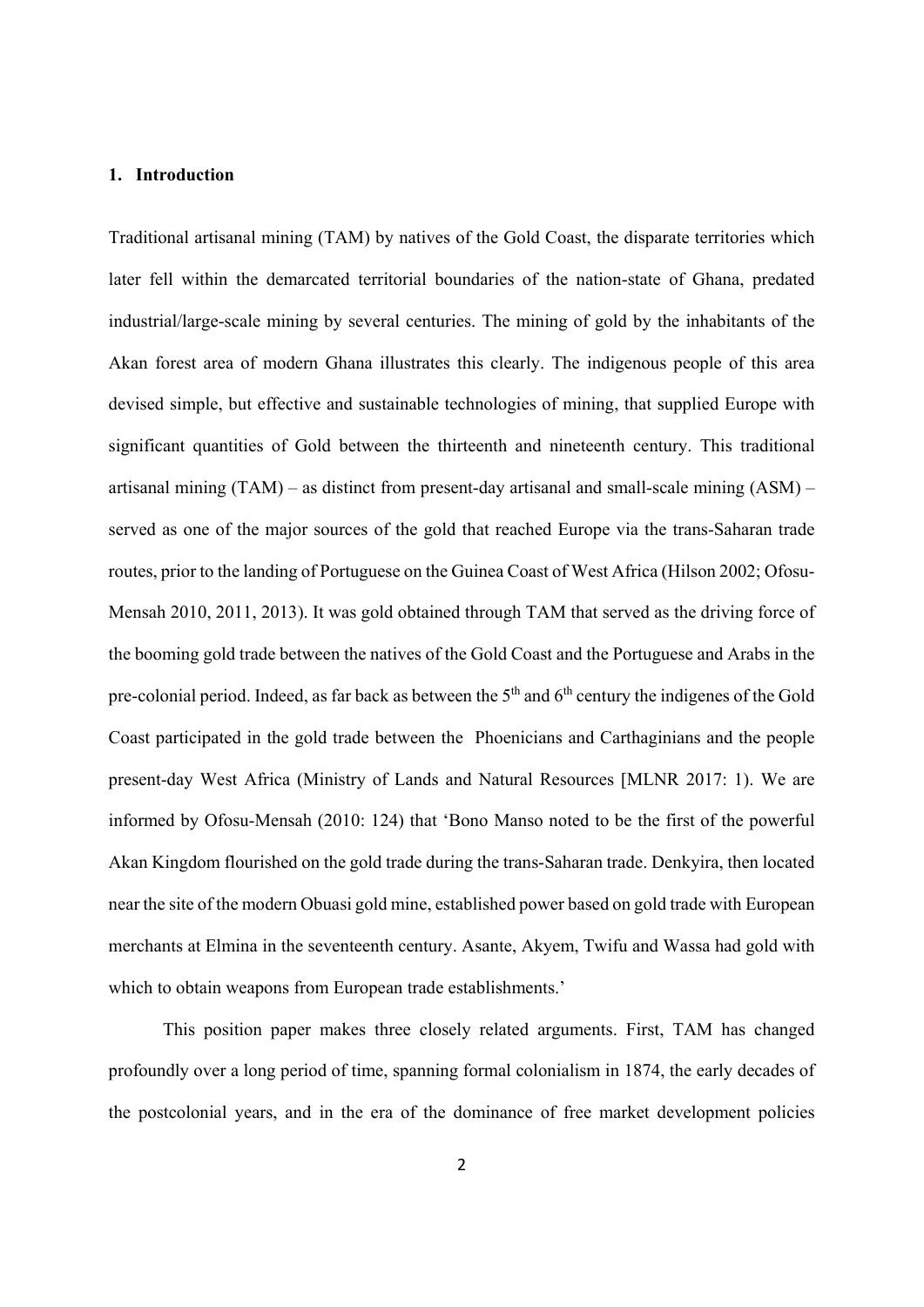## 1. Introduction

Traditional artisanal mining (TAM) by natives of the Gold Coast, the disparate territories which later fell within the demarcated territorial boundaries of the nation-state of Ghana, predated industrial/large-scale mining by several centuries. The mining of gold by the inhabitants of the Akan forest area of modern Ghana illustrates this clearly. The indigenous people of this area devised simple, but effective and sustainable technologies of mining, that supplied Europe with significant quantities of Gold between the thirteenth and nineteenth century. This traditional artisanal mining (TAM) – as distinct from present-day artisanal and small-scale mining (ASM) – served as one of the major sources of the gold that reached Europe via the trans-Saharan trade routes, prior to the landing of Portuguese on the Guinea Coast of West Africa (Hilson 2002; Ofosu-Mensah 2010, 2011, 2013). It was gold obtained through TAM that served as the driving force of the booming gold trade between the natives of the Gold Coast and the Portuguese and Arabs in the pre-colonial period. Indeed, as far back as between the 5th and 6th century the indigenes of the Gold Coast participated in the gold trade between the Phoenicians and Carthaginians and the people present-day West Africa (Ministry of Lands and Natural Resources [MLNR 2017: 1). We are informed by Ofosu-Mensah (2010: 124) that 'Bono Manso noted to be the first of the powerful Akan Kingdom flourished on the gold trade during the trans-Saharan trade. Denkyira, then located near the site of the modern Obuasi gold mine, established power based on gold trade with European merchants at Elmina in the seventeenth century. Asante, Akyem, Twifu and Wassa had gold with which to obtain weapons from European trade establishments.'

This position paper makes three closely related arguments. First, TAM has changed profoundly over a long period of time, spanning formal colonialism in 1874, the early decades of the postcolonial years, and in the era of the dominance of free market development policies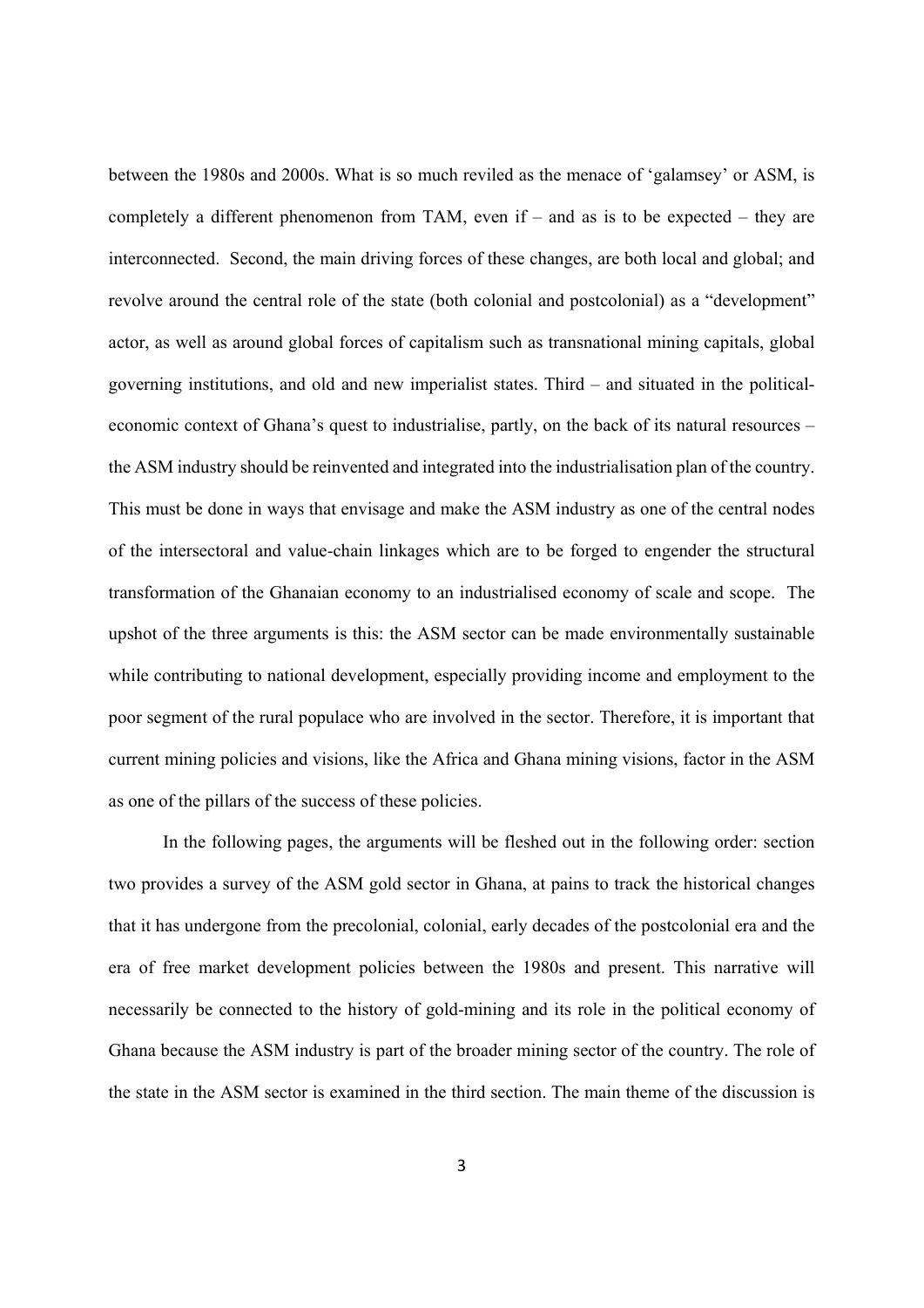between the 1980s and 2000s. What is so much reviled as the menace of 'galamsey' or ASM, is completely a different phenomenon from TAM, even if – and as is to be expected – they are interconnected. Second, the main driving forces of these changes, are both local and global; and revolve around the central role of the state (both colonial and postcolonial) as a "development" actor, as well as around global forces of capitalism such as transnational mining capitals, global governing institutions, and old and new imperialist states. Third – and situated in the political-economic context of Ghana's quest to industrialise, partly, on the back of its natural resources – the ASM industry should be reinvented and integrated into the industrialisation plan of the country. This must be done in ways that envisage and make the ASM industry as one of the central nodes of the intersectoral and value-chain linkages which are to be forged to engender the structural transformation of the Ghanaian economy to an industrialised economy of scale and scope. The upshot of the three arguments is this: the ASM sector can be made environmentally sustainable while contributing to national development, especially providing income and employment to the poor segment of the rural populace who are involved in the sector. Therefore, it is important that current mining policies and visions, like the Africa and Ghana mining visions, factor in the ASM as one of the pillars of the success of these policies.

In the following pages, the arguments will be fleshed out in the following order: section two provides a survey of the ASM gold sector in Ghana, at pains to track the historical changes that it has undergone from the precolonial, colonial, early decades of the postcolonial era and the era of free market development policies between the 1980s and present. This narrative will necessarily be connected to the history of gold-mining and its role in the political economy of Ghana because the ASM industry is part of the broader mining sector of the country. The role of the state in the ASM sector is examined in the third section. The main theme of the discussion is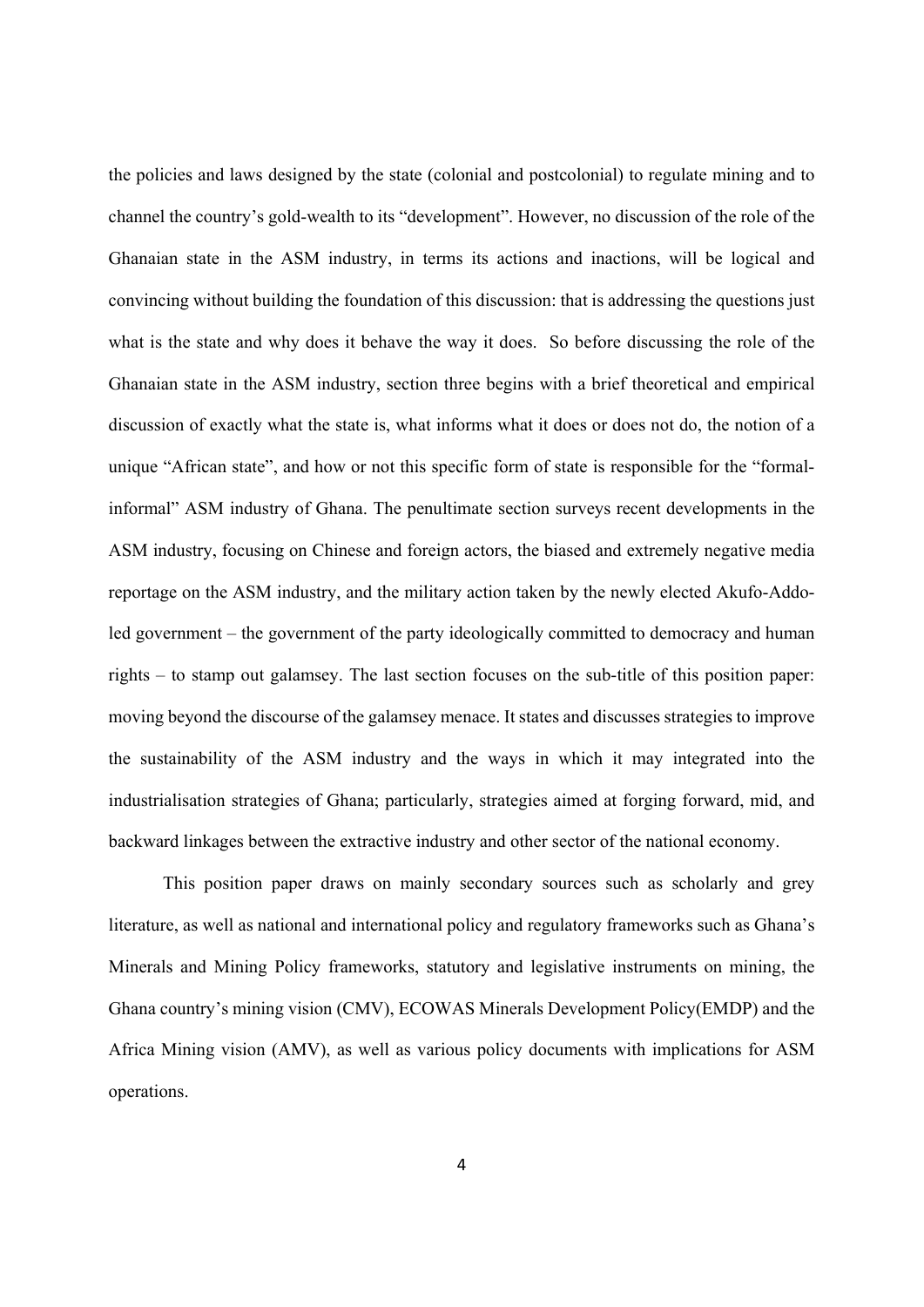the policies and laws designed by the state (colonial and postcolonial) to regulate mining and to channel the country's gold-wealth to its "development". However, no discussion of the role of the Ghanaian state in the ASM industry, in terms its actions and inactions, will be logical and convincing without building the foundation of this discussion: that is addressing the questions just what is the state and why does it behave the way it does. So before discussing the role of the Ghanaian state in the ASM industry, section three begins with a brief theoretical and empirical discussion of exactly what the state is, what informs what it does or does not do, the notion of a unique "African state", and how or not this specific form of state is responsible for the "formal-informal" ASM industry of Ghana. The penultimate section surveys recent developments in the ASM industry, focusing on Chinese and foreign actors, the biased and extremely negative media reportage on the ASM industry, and the military action taken by the newly elected Akufo-Addo-led government – the government of the party ideologically committed to democracy and human rights – to stamp out galamsey. The last section focuses on the sub-title of this position paper: moving beyond the discourse of the galamsey menace. It states and discusses strategies to improve the sustainability of the ASM industry and the ways in which it may integrated into the industrialisation strategies of Ghana; particularly, strategies aimed at forging forward, mid, and backward linkages between the extractive industry and other sector of the national economy.

This position paper draws on mainly secondary sources such as scholarly and grey literature, as well as national and international policy and regulatory frameworks such as Ghana's Minerals and Mining Policy frameworks, statutory and legislative instruments on mining, the Ghana country's mining vision (CMV), ECOWAS Minerals Development Policy(EMDP) and the Africa Mining vision (AMV), as well as various policy documents with implications for ASM operations.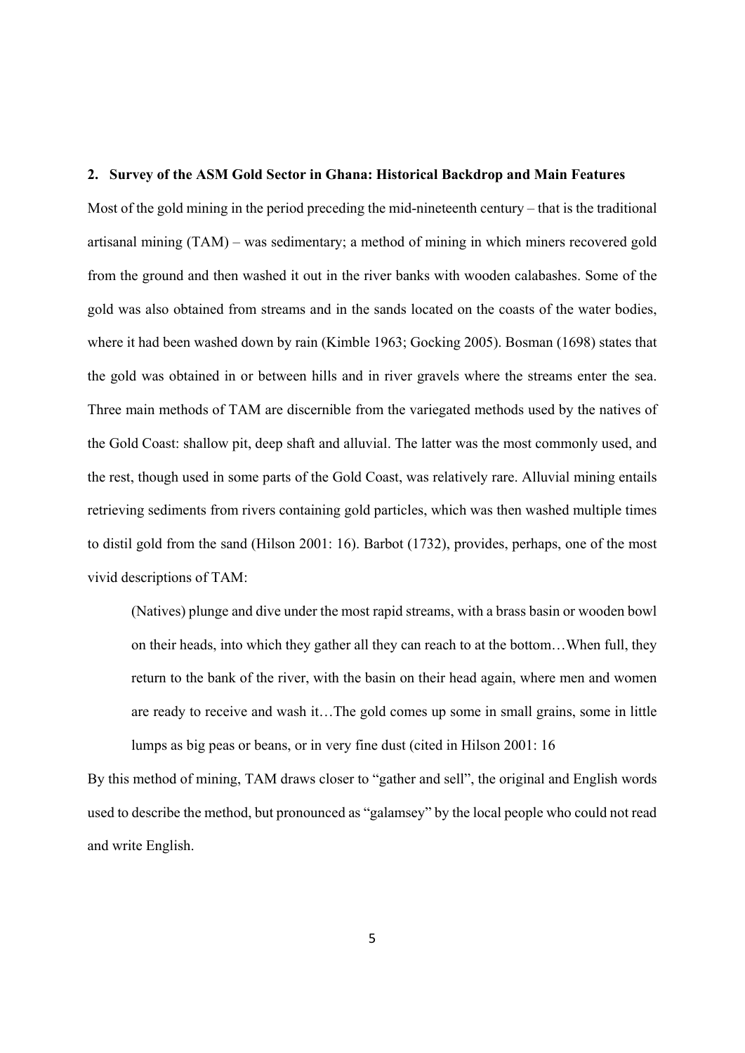## 2. Survey of the ASM Gold Sector in Ghana: Historical Backdrop and Main Features

Most of the gold mining in the period preceding the mid-nineteenth century – that is the traditional artisanal mining (TAM) – was sedimentary; a method of mining in which miners recovered gold from the ground and then washed it out in the river banks with wooden calabashes. Some of the gold was also obtained from streams and in the sands located on the coasts of the water bodies, where it had been washed down by rain (Kimble 1963; Gocking 2005). Bosman (1698) states that the gold was obtained in or between hills and in river gravels where the streams enter the sea. Three main methods of TAM are discernible from the variegated methods used by the natives of the Gold Coast: shallow pit, deep shaft and alluvial. The latter was the most commonly used, and the rest, though used in some parts of the Gold Coast, was relatively rare. Alluvial mining entails retrieving sediments from rivers containing gold particles, which was then washed multiple times to distil gold from the sand (Hilson 2001: 16). Barbot (1732), provides, perhaps, one of the most vivid descriptions of TAM:

> (Natives) plunge and dive under the most rapid streams, with a brass basin or wooden bowl on their heads, into which they gather all they can reach to at the bottom…When full, they return to the bank of the river, with the basin on their head again, where men and women are ready to receive and wash it…The gold comes up some in small grains, some in little lumps as big peas or beans, or in very fine dust (cited in Hilson 2001: 16

By this method of mining, TAM draws closer to "gather and sell", the original and English words used to describe the method, but pronounced as "galamsey" by the local people who could not read and write English.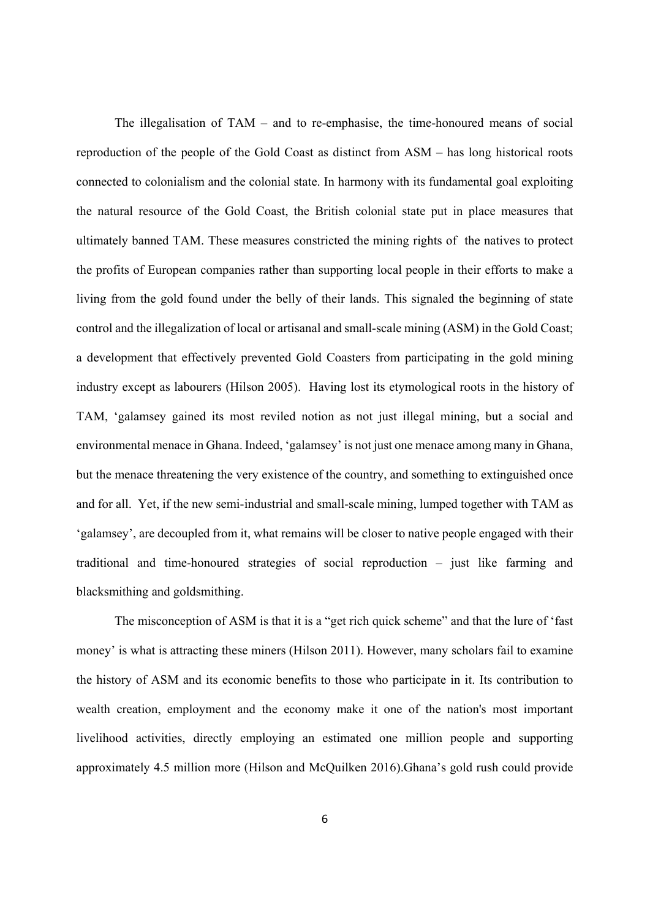The illegalisation of TAM – and to re-emphasise, the time-honoured means of social reproduction of the people of the Gold Coast as distinct from ASM – has long historical roots connected to colonialism and the colonial state. In harmony with its fundamental goal exploiting the natural resource of the Gold Coast, the British colonial state put in place measures that ultimately banned TAM. These measures constricted the mining rights of the natives to protect the profits of European companies rather than supporting local people in their efforts to make a living from the gold found under the belly of their lands. This signaled the beginning of state control and the illegalization of local or artisanal and small-scale mining (ASM) in the Gold Coast; a development that effectively prevented Gold Coasters from participating in the gold mining industry except as labourers (Hilson 2005). Having lost its etymological roots in the history of TAM, 'galamsey gained its most reviled notion as not just illegal mining, but a social and environmental menace in Ghana. Indeed, 'galamsey' is not just one menace among many in Ghana, but the menace threatening the very existence of the country, and something to extinguished once and for all. Yet, if the new semi-industrial and small-scale mining, lumped together with TAM as 'galamsey', are decoupled from it, what remains will be closer to native people engaged with their traditional and time-honoured strategies of social reproduction – just like farming and blacksmithing and goldsmithing.

The misconception of ASM is that it is a "get rich quick scheme" and that the lure of 'fast money' is what is attracting these miners (Hilson 2011). However, many scholars fail to examine the history of ASM and its economic benefits to those who participate in it. Its contribution to wealth creation, employment and the economy make it one of the nation's most important livelihood activities, directly employing an estimated one million people and supporting approximately 4.5 million more (Hilson and McQuilken 2016).Ghana's gold rush could provide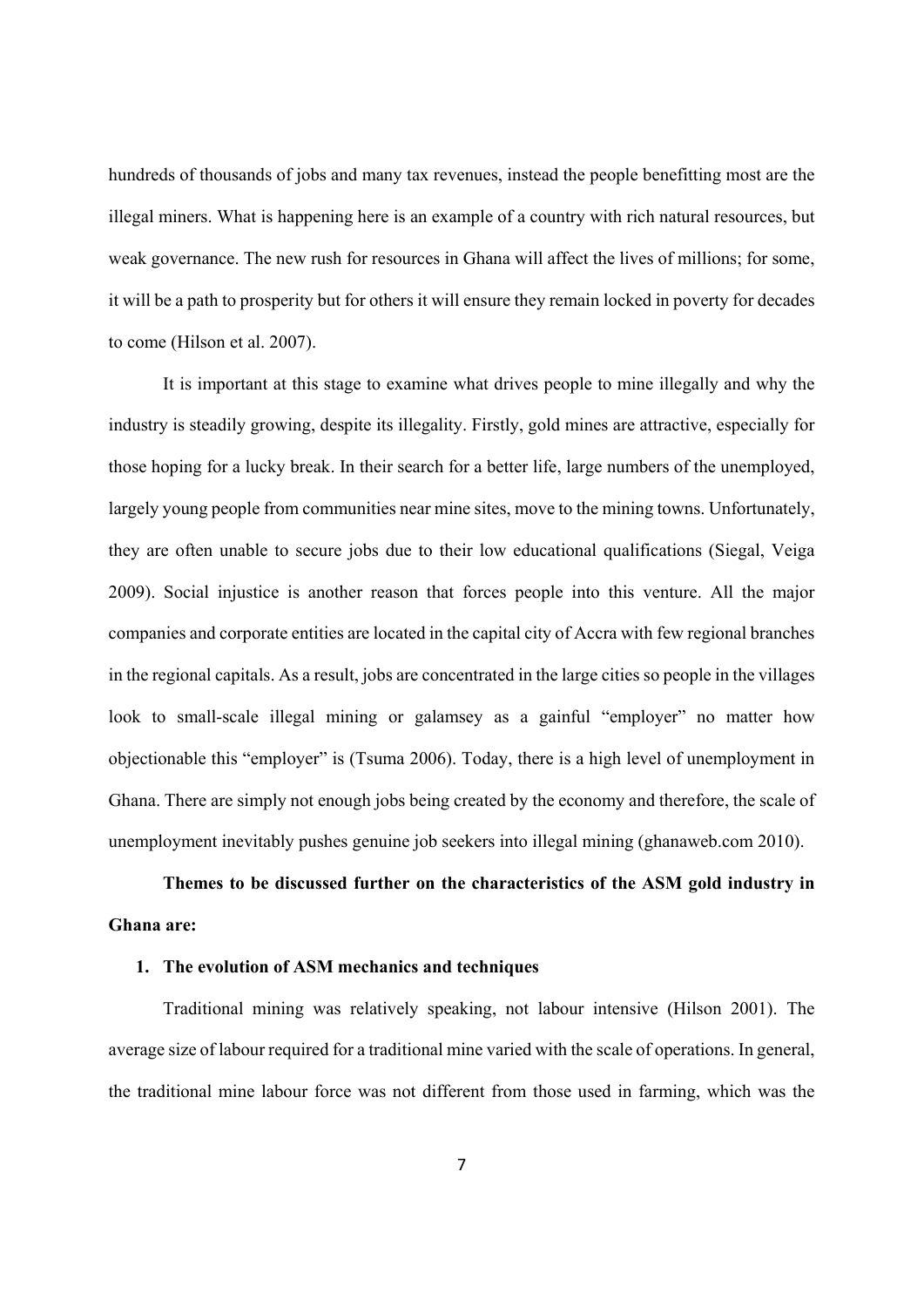hundreds of thousands of jobs and many tax revenues, instead the people benefitting most are the illegal miners. What is happening here is an example of a country with rich natural resources, but weak governance. The new rush for resources in Ghana will affect the lives of millions; for some, it will be a path to prosperity but for others it will ensure they remain locked in poverty for decades to come (Hilson et al. 2007).

It is important at this stage to examine what drives people to mine illegally and why the industry is steadily growing, despite its illegality. Firstly, gold mines are attractive, especially for those hoping for a lucky break. In their search for a better life, large numbers of the unemployed, largely young people from communities near mine sites, move to the mining towns. Unfortunately, they are often unable to secure jobs due to their low educational qualifications (Siegal, Veiga 2009). Social injustice is another reason that forces people into this venture. All the major companies and corporate entities are located in the capital city of Accra with few regional branches in the regional capitals. As a result, jobs are concentrated in the large cities so people in the villages look to small-scale illegal mining or galamsey as a gainful "employer" no matter how objectionable this "employer" is (Tsuma 2006). Today, there is a high level of unemployment in Ghana. There are simply not enough jobs being created by the economy and therefore, the scale of unemployment inevitably pushes genuine job seekers into illegal mining (ghanaweb.com 2010).

**Themes to be discussed further on the characteristics of the ASM gold industry in Ghana are:**

1. **The evolution of ASM mechanics and techniques**

Traditional mining was relatively speaking, not labour intensive (Hilson 2001). The average size of labour required for a traditional mine varied with the scale of operations. In general, the traditional mine labour force was not different from those used in farming, which was the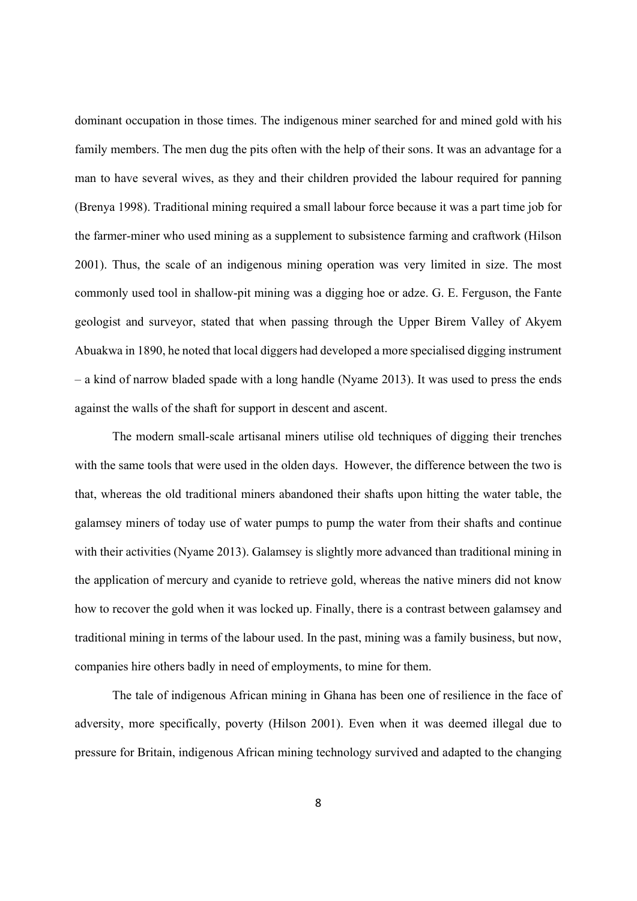dominant occupation in those times. The indigenous miner searched for and mined gold with his family members. The men dug the pits often with the help of their sons. It was an advantage for a man to have several wives, as they and their children provided the labour required for panning (Brenya 1998). Traditional mining required a small labour force because it was a part time job for the farmer-miner who used mining as a supplement to subsistence farming and craftwork (Hilson 2001). Thus, the scale of an indigenous mining operation was very limited in size. The most commonly used tool in shallow-pit mining was a digging hoe or adze. G. E. Ferguson, the Fante geologist and surveyor, stated that when passing through the Upper Birem Valley of Akyem Abuakwa in 1890, he noted that local diggers had developed a more specialised digging instrument – a kind of narrow bladed spade with a long handle (Nyame 2013). It was used to press the ends against the walls of the shaft for support in descent and ascent.

The modern small-scale artisanal miners utilise old techniques of digging their trenches with the same tools that were used in the olden days. However, the difference between the two is that, whereas the old traditional miners abandoned their shafts upon hitting the water table, the galamsey miners of today use of water pumps to pump the water from their shafts and continue with their activities (Nyame 2013). Galamsey is slightly more advanced than traditional mining in the application of mercury and cyanide to retrieve gold, whereas the native miners did not know how to recover the gold when it was locked up. Finally, there is a contrast between galamsey and traditional mining in terms of the labour used. In the past, mining was a family business, but now, companies hire others badly in need of employments, to mine for them.

The tale of indigenous African mining in Ghana has been one of resilience in the face of adversity, more specifically, poverty (Hilson 2001). Even when it was deemed illegal due to pressure for Britain, indigenous African mining technology survived and adapted to the changing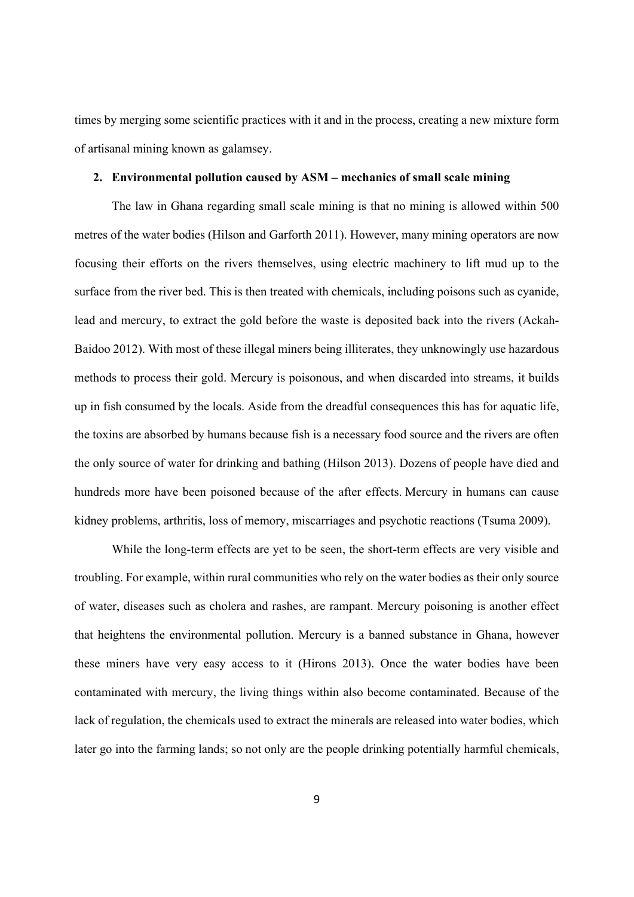times by merging some scientific practices with it and in the process, creating a new mixture form of artisanal mining known as galamsey.

## 2. Environmental pollution caused by ASM – mechanics of small scale mining

The law in Ghana regarding small scale mining is that no mining is allowed within 500 metres of the water bodies (Hilson and Garforth 2011). However, many mining operators are now focusing their efforts on the rivers themselves, using electric machinery to lift mud up to the surface from the river bed. This is then treated with chemicals, including poisons such as cyanide, lead and mercury, to extract the gold before the waste is deposited back into the rivers (Ackah-Baidoo 2012). With most of these illegal miners being illiterates, they unknowingly use hazardous methods to process their gold. Mercury is poisonous, and when discarded into streams, it builds up in fish consumed by the locals. Aside from the dreadful consequences this has for aquatic life, the toxins are absorbed by humans because fish is a necessary food source and the rivers are often the only source of water for drinking and bathing (Hilson 2013). Dozens of people have died and hundreds more have been poisoned because of the after effects. Mercury in humans can cause kidney problems, arthritis, loss of memory, miscarriages and psychotic reactions (Tsuma 2009).

While the long-term effects are yet to be seen, the short-term effects are very visible and troubling. For example, within rural communities who rely on the water bodies as their only source of water, diseases such as cholera and rashes, are rampant. Mercury poisoning is another effect that heightens the environmental pollution. Mercury is a banned substance in Ghana, however these miners have very easy access to it (Hirons 2013). Once the water bodies have been contaminated with mercury, the living things within also become contaminated. Because of the lack of regulation, the chemicals used to extract the minerals are released into water bodies, which later go into the farming lands; so not only are the people drinking potentially harmful chemicals,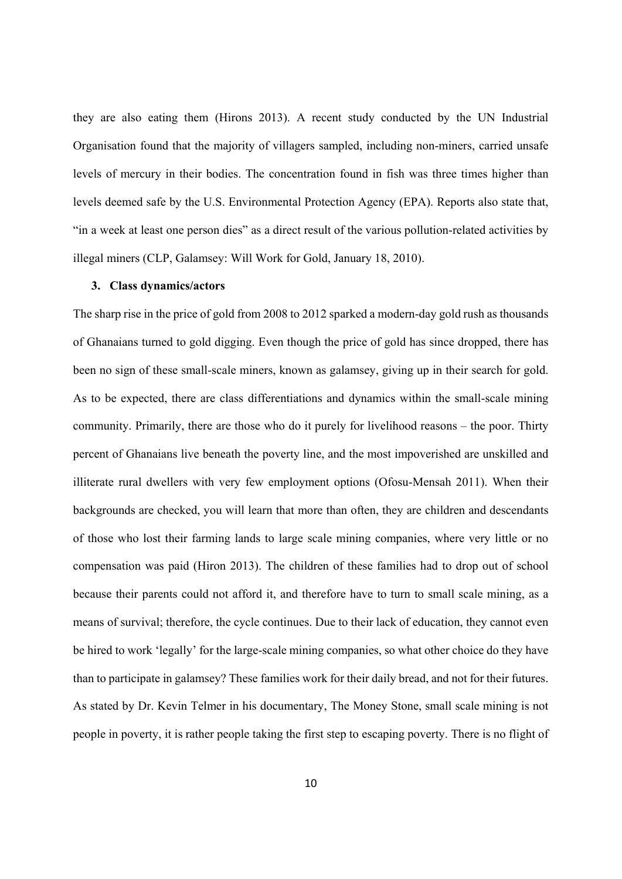they are also eating them (Hirons 2013). A recent study conducted by the UN Industrial Organisation found that the majority of villagers sampled, including non-miners, carried unsafe levels of mercury in their bodies. The concentration found in fish was three times higher than levels deemed safe by the U.S. Environmental Protection Agency (EPA). Reports also state that, "in a week at least one person dies" as a direct result of the various pollution-related activities by illegal miners (CLP, Galamsey: Will Work for Gold, January 18, 2010).

### 3. Class dynamics/actors

The sharp rise in the price of gold from 2008 to 2012 sparked a modern-day gold rush as thousands of Ghanaians turned to gold digging. Even though the price of gold has since dropped, there has been no sign of these small-scale miners, known as galamsey, giving up in their search for gold. As to be expected, there are class differentiations and dynamics within the small-scale mining community. Primarily, there are those who do it purely for livelihood reasons – the poor. Thirty percent of Ghanaians live beneath the poverty line, and the most impoverished are unskilled and illiterate rural dwellers with very few employment options (Ofosu-Mensah 2011). When their backgrounds are checked, you will learn that more than often, they are children and descendants of those who lost their farming lands to large scale mining companies, where very little or no compensation was paid (Hiron 2013). The children of these families had to drop out of school because their parents could not afford it, and therefore have to turn to small scale mining, as a means of survival; therefore, the cycle continues. Due to their lack of education, they cannot even be hired to work 'legally' for the large-scale mining companies, so what other choice do they have than to participate in galamsey? These families work for their daily bread, and not for their futures. As stated by Dr. Kevin Telmer in his documentary, The Money Stone, small scale mining is not people in poverty, it is rather people taking the first step to escaping poverty. There is no flight of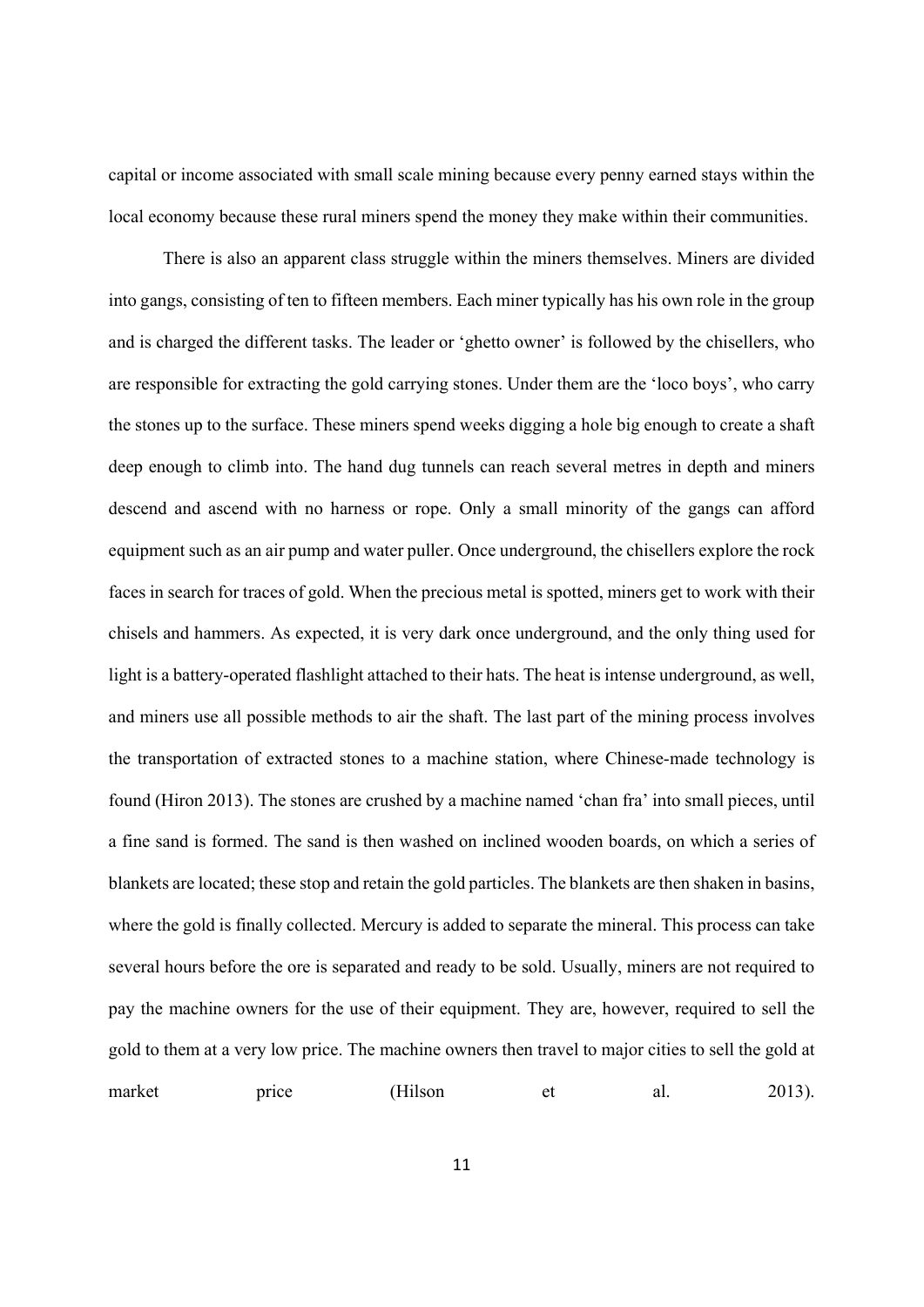capital or income associated with small scale mining because every penny earned stays within the local economy because these rural miners spend the money they make within their communities.

There is also an apparent class struggle within the miners themselves. Miners are divided into gangs, consisting of ten to fifteen members. Each miner typically has his own role in the group and is charged the different tasks. The leader or 'ghetto owner' is followed by the chisellers, who are responsible for extracting the gold carrying stones. Under them are the 'loco boys', who carry the stones up to the surface. These miners spend weeks digging a hole big enough to create a shaft deep enough to climb into. The hand dug tunnels can reach several metres in depth and miners descend and ascend with no harness or rope. Only a small minority of the gangs can afford equipment such as an air pump and water puller. Once underground, the chisellers explore the rock faces in search for traces of gold. When the precious metal is spotted, miners get to work with their chisels and hammers. As expected, it is very dark once underground, and the only thing used for light is a battery-operated flashlight attached to their hats. The heat is intense underground, as well, and miners use all possible methods to air the shaft. The last part of the mining process involves the transportation of extracted stones to a machine station, where Chinese-made technology is found (Hiron 2013). The stones are crushed by a machine named 'chan fra' into small pieces, until a fine sand is formed. The sand is then washed on inclined wooden boards, on which a series of blankets are located; these stop and retain the gold particles. The blankets are then shaken in basins, where the gold is finally collected. Mercury is added to separate the mineral. This process can take several hours before the ore is separated and ready to be sold. Usually, miners are not required to pay the machine owners for the use of their equipment. They are, however, required to sell the gold to them at a very low price. The machine owners then travel to major cities to sell the gold at market price (Hilson et al. 2013).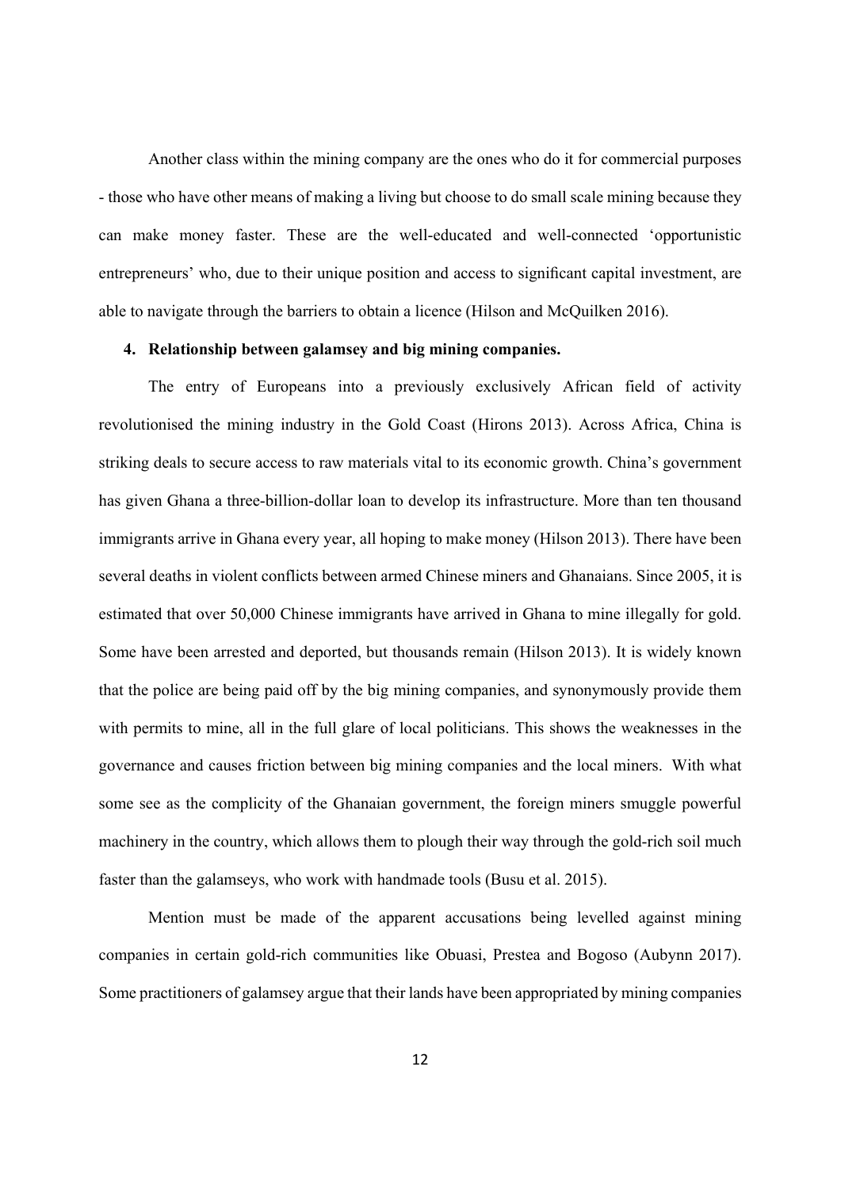Another class within the mining company are the ones who do it for commercial purposes - those who have other means of making a living but choose to do small scale mining because they can make money faster. These are the well-educated and well-connected 'opportunistic entrepreneurs' who, due to their unique position and access to significant capital investment, are able to navigate through the barriers to obtain a licence (Hilson and McQuilken 2016).

4. **Relationship between galamsey and big mining companies.**

The entry of Europeans into a previously exclusively African field of activity revolutionised the mining industry in the Gold Coast (Hirons 2013). Across Africa, China is striking deals to secure access to raw materials vital to its economic growth. China's government has given Ghana a three-billion-dollar loan to develop its infrastructure. More than ten thousand immigrants arrive in Ghana every year, all hoping to make money (Hilson 2013). There have been several deaths in violent conflicts between armed Chinese miners and Ghanaians. Since 2005, it is estimated that over 50,000 Chinese immigrants have arrived in Ghana to mine illegally for gold. Some have been arrested and deported, but thousands remain (Hilson 2013). It is widely known that the police are being paid off by the big mining companies, and synonymously provide them with permits to mine, all in the full glare of local politicians. This shows the weaknesses in the governance and causes friction between big mining companies and the local miners. With what some see as the complicity of the Ghanaian government, the foreign miners smuggle powerful machinery in the country, which allows them to plough their way through the gold-rich soil much faster than the galamseys, who work with handmade tools (Busu et al. 2015).

Mention must be made of the apparent accusations being levelled against mining companies in certain gold-rich communities like Obuasi, Prestea and Bogoso (Aubynn 2017). Some practitioners of galamsey argue that their lands have been appropriated by mining companies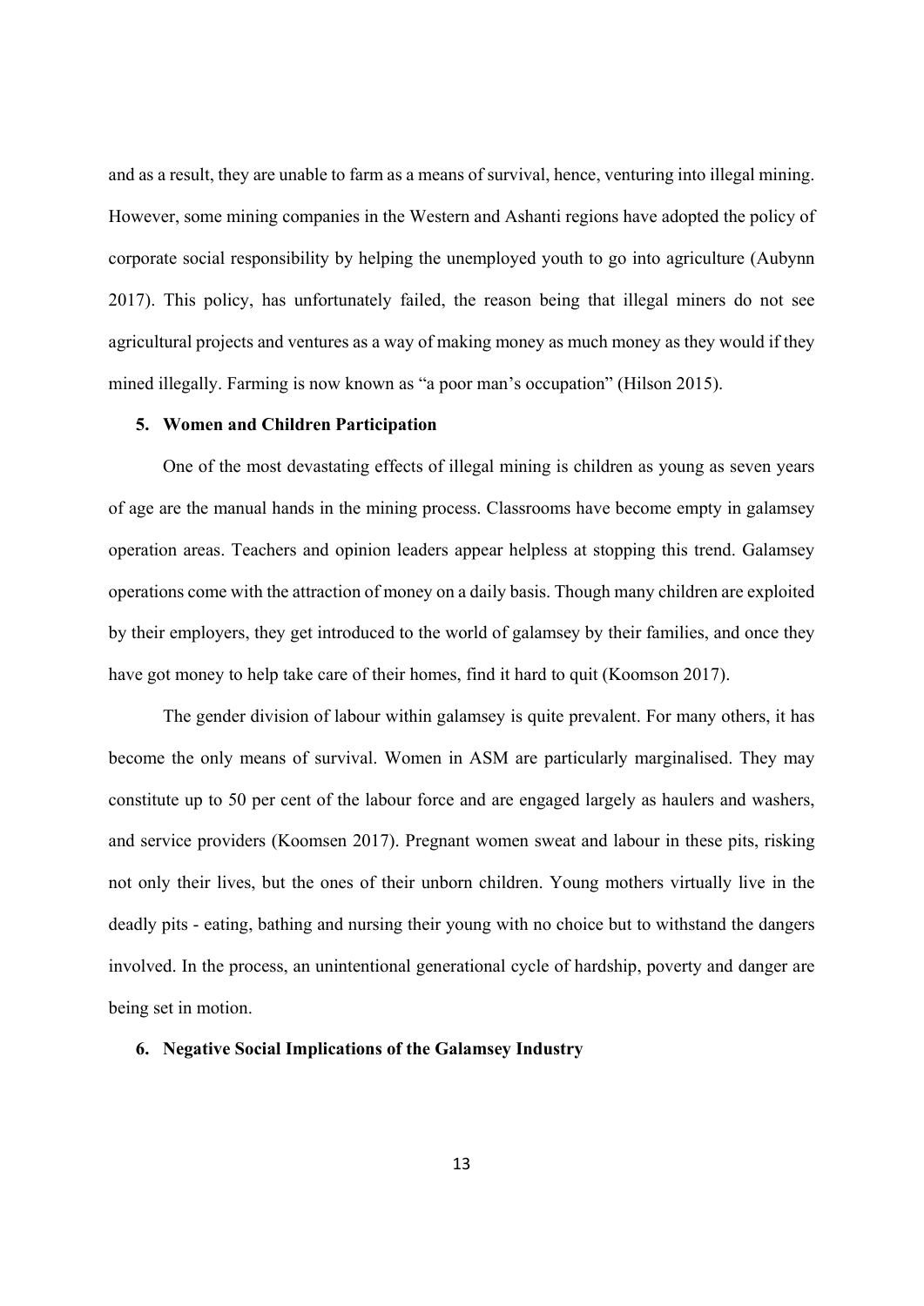and as a result, they are unable to farm as a means of survival, hence, venturing into illegal mining. However, some mining companies in the Western and Ashanti regions have adopted the policy of corporate social responsibility by helping the unemployed youth to go into agriculture (Aubynn 2017). This policy, has unfortunately failed, the reason being that illegal miners do not see agricultural projects and ventures as a way of making money as much money as they would if they mined illegally. Farming is now known as "a poor man's occupation" (Hilson 2015).

### 5. Women and Children Participation

One of the most devastating effects of illegal mining is children as young as seven years of age are the manual hands in the mining process. Classrooms have become empty in galamsey operation areas. Teachers and opinion leaders appear helpless at stopping this trend. Galamsey operations come with the attraction of money on a daily basis. Though many children are exploited by their employers, they get introduced to the world of galamsey by their families, and once they have got money to help take care of their homes, find it hard to quit (Koomson 2017).

The gender division of labour within galamsey is quite prevalent. For many others, it has become the only means of survival. Women in ASM are particularly marginalised. They may constitute up to 50 per cent of the labour force and are engaged largely as haulers and washers, and service providers (Koomsen 2017). Pregnant women sweat and labour in these pits, risking not only their lives, but the ones of their unborn children. Young mothers virtually live in the deadly pits - eating, bathing and nursing their young with no choice but to withstand the dangers involved. In the process, an unintentional generational cycle of hardship, poverty and danger are being set in motion.

### 6. Negative Social Implications of the Galamsey Industry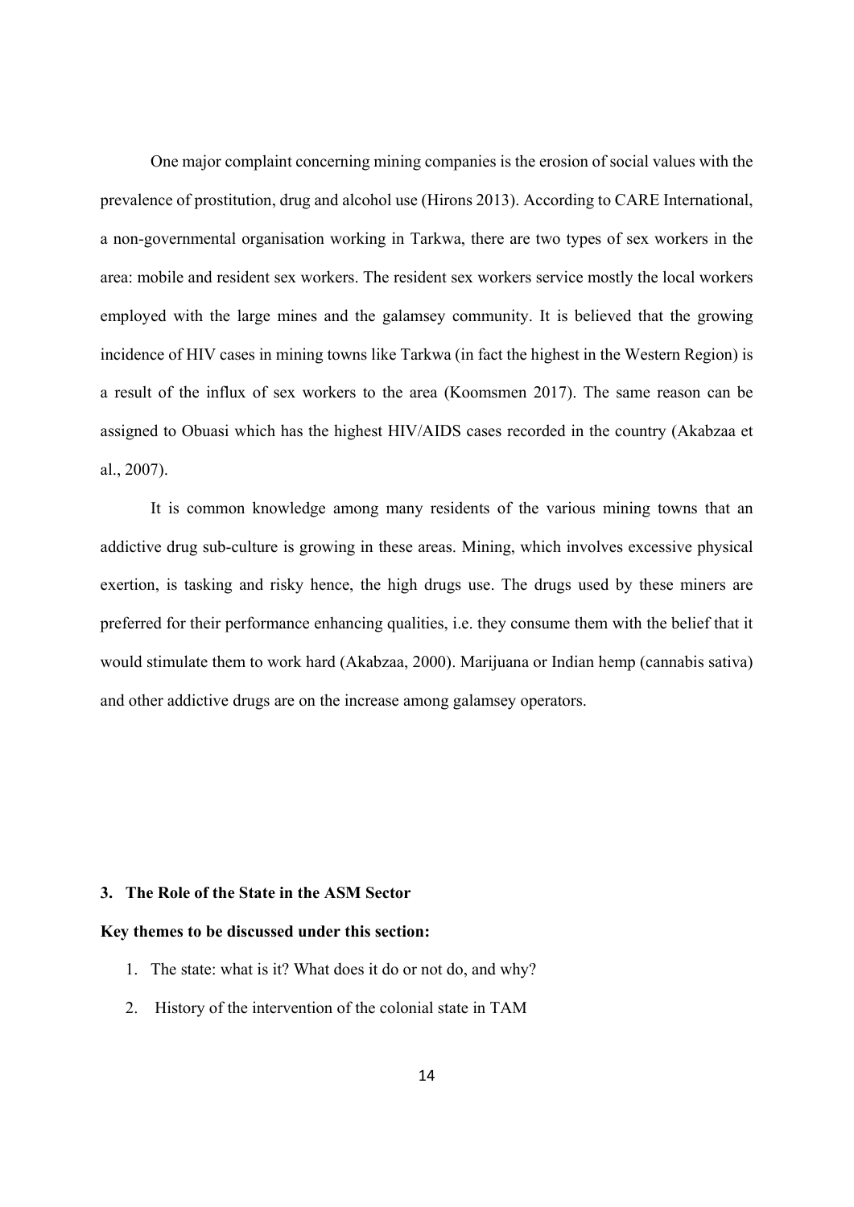One major complaint concerning mining companies is the erosion of social values with the prevalence of prostitution, drug and alcohol use (Hirons 2013). According to CARE International, a non-governmental organisation working in Tarkwa, there are two types of sex workers in the area: mobile and resident sex workers. The resident sex workers service mostly the local workers employed with the large mines and the galamsey community. It is believed that the growing incidence of HIV cases in mining towns like Tarkwa (in fact the highest in the Western Region) is a result of the influx of sex workers to the area (Koomsmen 2017). The same reason can be assigned to Obuasi which has the highest HIV/AIDS cases recorded in the country (Akabzaa et al., 2007).

It is common knowledge among many residents of the various mining towns that an addictive drug sub-culture is growing in these areas. Mining, which involves excessive physical exertion, is tasking and risky hence, the high drugs use. The drugs used by these miners are preferred for their performance enhancing qualities, i.e. they consume them with the belief that it would stimulate them to work hard (Akabzaa, 2000). Marijuana or Indian hemp (cannabis sativa) and other addictive drugs are on the increase among galamsey operators.

## 3. The Role of the State in the ASM Sector

**Key themes to be discussed under this section:**

1. The state: what is it? What does it do or not do, and why?
2. History of the intervention of the colonial state in TAM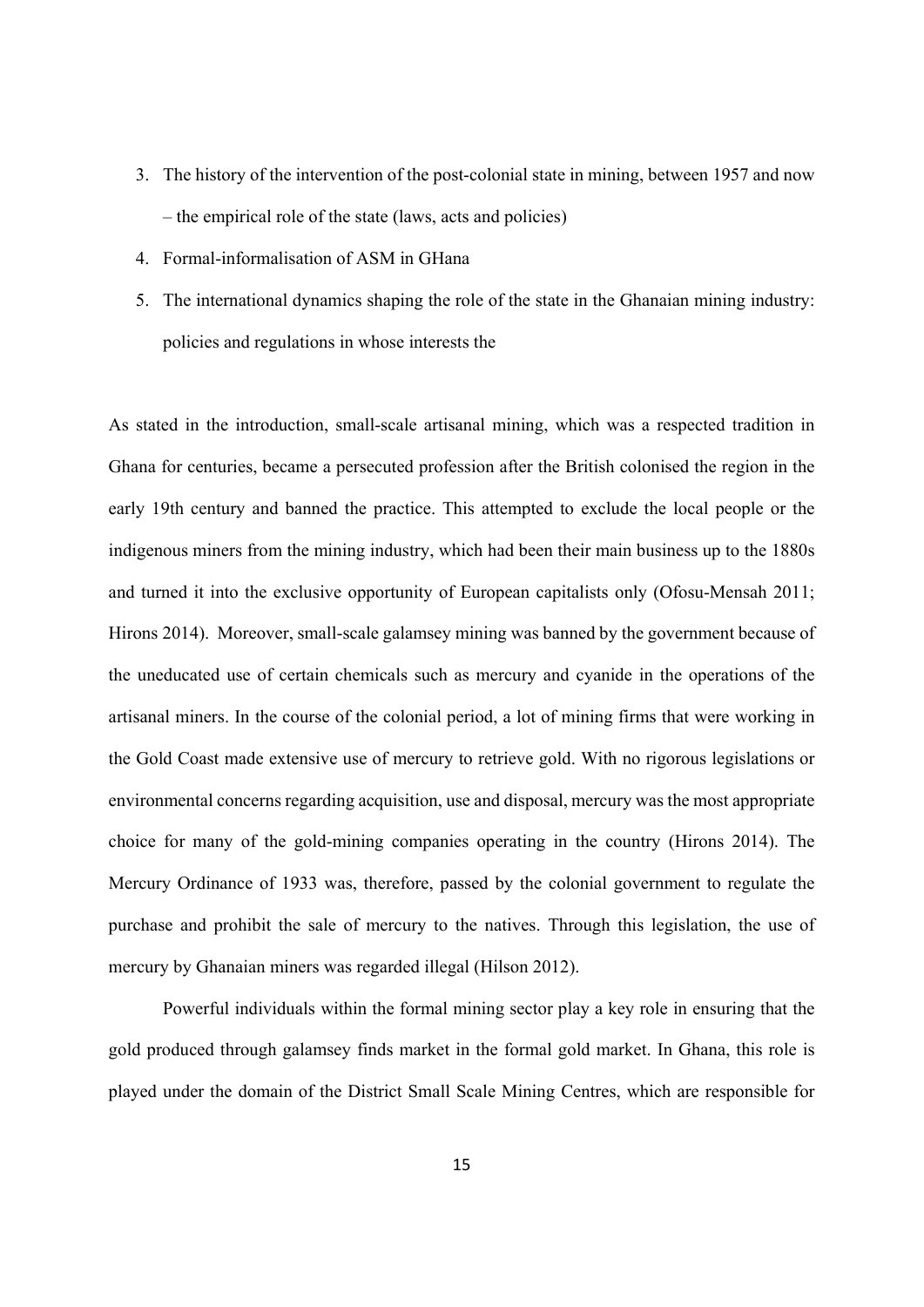3. The history of the intervention of the post-colonial state in mining, between 1957 and now – the empirical role of the state (laws, acts and policies)
4. Formal-informalisation of ASM in GHana
5. The international dynamics shaping the role of the state in the Ghanaian mining industry: policies and regulations in whose interests the

As stated in the introduction, small-scale artisanal mining, which was a respected tradition in Ghana for centuries, became a persecuted profession after the British colonised the region in the early 19th century and banned the practice. This attempted to exclude the local people or the indigenous miners from the mining industry, which had been their main business up to the 1880s and turned it into the exclusive opportunity of European capitalists only (Ofosu-Mensah 2011; Hirons 2014). Moreover, small-scale galamsey mining was banned by the government because of the uneducated use of certain chemicals such as mercury and cyanide in the operations of the artisanal miners. In the course of the colonial period, a lot of mining firms that were working in the Gold Coast made extensive use of mercury to retrieve gold. With no rigorous legislations or environmental concerns regarding acquisition, use and disposal, mercury was the most appropriate choice for many of the gold-mining companies operating in the country (Hirons 2014). The Mercury Ordinance of 1933 was, therefore, passed by the colonial government to regulate the purchase and prohibit the sale of mercury to the natives. Through this legislation, the use of mercury by Ghanaian miners was regarded illegal (Hilson 2012).

Powerful individuals within the formal mining sector play a key role in ensuring that the gold produced through galamsey finds market in the formal gold market. In Ghana, this role is played under the domain of the District Small Scale Mining Centres, which are responsible for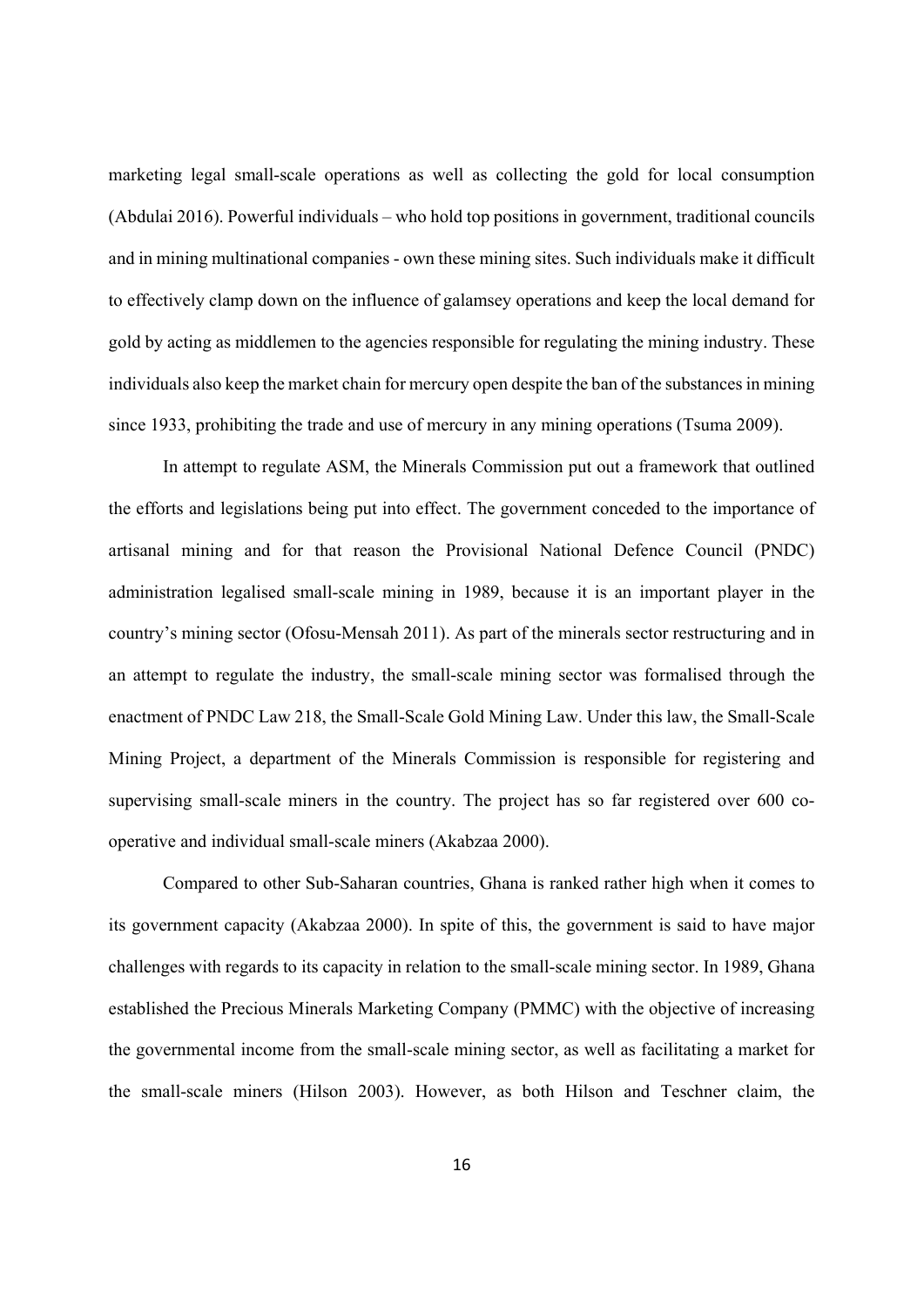marketing legal small-scale operations as well as collecting the gold for local consumption (Abdulai 2016). Powerful individuals – who hold top positions in government, traditional councils and in mining multinational companies - own these mining sites. Such individuals make it difficult to effectively clamp down on the influence of galamsey operations and keep the local demand for gold by acting as middlemen to the agencies responsible for regulating the mining industry. These individuals also keep the market chain for mercury open despite the ban of the substances in mining since 1933, prohibiting the trade and use of mercury in any mining operations (Tsuma 2009).

In attempt to regulate ASM, the Minerals Commission put out a framework that outlined the efforts and legislations being put into effect. The government conceded to the importance of artisanal mining and for that reason the Provisional National Defence Council (PNDC) administration legalised small-scale mining in 1989, because it is an important player in the country's mining sector (Ofosu-Mensah 2011). As part of the minerals sector restructuring and in an attempt to regulate the industry, the small-scale mining sector was formalised through the enactment of PNDC Law 218, the Small-Scale Gold Mining Law. Under this law, the Small-Scale Mining Project, a department of the Minerals Commission is responsible for registering and supervising small-scale miners in the country. The project has so far registered over 600 co-operative and individual small-scale miners (Akabzaa 2000).

Compared to other Sub-Saharan countries, Ghana is ranked rather high when it comes to its government capacity (Akabzaa 2000). In spite of this, the government is said to have major challenges with regards to its capacity in relation to the small-scale mining sector. In 1989, Ghana established the Precious Minerals Marketing Company (PMMC) with the objective of increasing the governmental income from the small-scale mining sector, as well as facilitating a market for the small-scale miners (Hilson 2003). However, as both Hilson and Teschner claim, the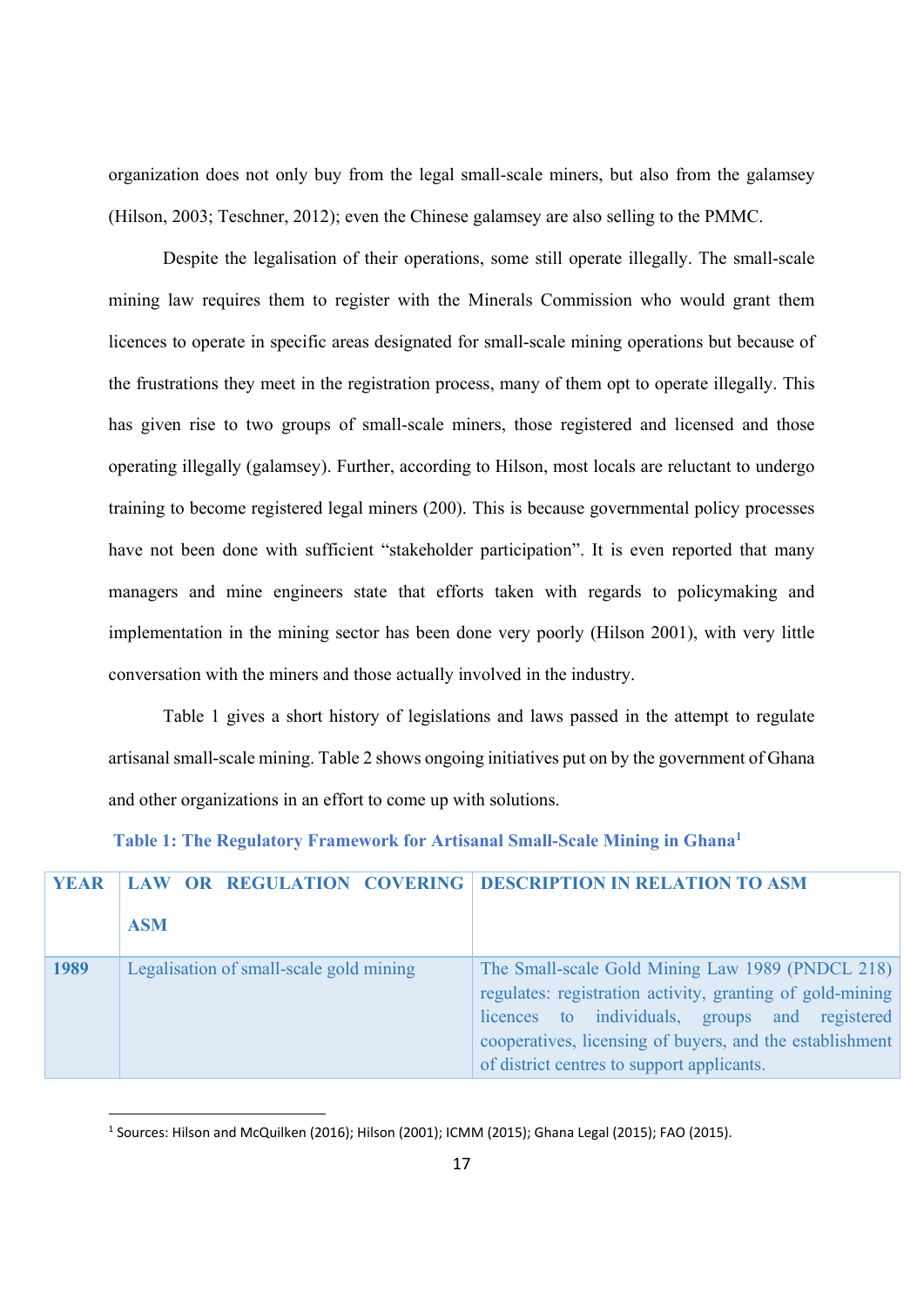organization does not only buy from the legal small-scale miners, but also from the galamsey (Hilson, 2003; Teschner, 2012); even the Chinese galamsey are also selling to the PMMC.

Despite the legalisation of their operations, some still operate illegally. The small-scale mining law requires them to register with the Minerals Commission who would grant them licences to operate in specific areas designated for small-scale mining operations but because of the frustrations they meet in the registration process, many of them opt to operate illegally. This has given rise to two groups of small-scale miners, those registered and licensed and those operating illegally (galamsey). Further, according to Hilson, most locals are reluctant to undergo training to become registered legal miners (200). This is because governmental policy processes have not been done with sufficient "stakeholder participation". It is even reported that many managers and mine engineers state that efforts taken with regards to policymaking and implementation in the mining sector has been done very poorly (Hilson 2001), with very little conversation with the miners and those actually involved in the industry.

Table 1 gives a short history of legislations and laws passed in the attempt to regulate artisanal small-scale mining. Table 2 shows ongoing initiatives put on by the government of Ghana and other organizations in an effort to come up with solutions.

**Table 1: The Regulatory Framework for Artisanal Small-Scale Mining in Ghana**[1]

| YEAR | LAW OR REGULATION COVERING ASM | DESCRIPTION IN RELATION TO ASM |
|---|---|---|
| 1989 | Legalisation of small-scale gold mining | The Small-scale Gold Mining Law 1989 (PNDCL 218) regulates: registration activity, granting of gold-mining licences to individuals, groups and registered cooperatives, licensing of buyers, and the establishment of district centres to support applicants. |

[1] Sources: Hilson and McQuilken (2016); Hilson (2001); ICMM (2015); Ghana Legal (2015); FAO (2015).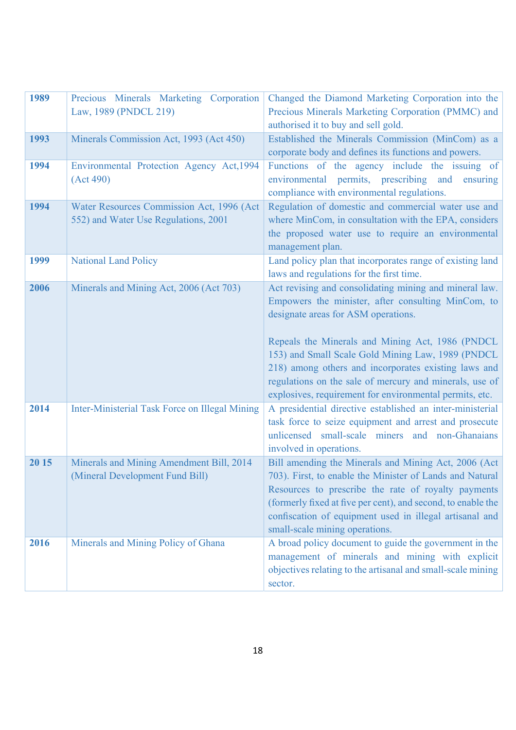| 1989 | Precious Minerals Marketing Corporation Law, 1989 (PNDCL 219) | Changed the Diamond Marketing Corporation into the Precious Minerals Marketing Corporation (PMMC) and authorised it to buy and sell gold. |
|---|---|---|
| 1993 | Minerals Commission Act, 1993 (Act 450) | Established the Minerals Commission (MinCom) as a corporate body and defines its functions and powers. |
| 1994 | Environmental Protection Agency Act,1994 (Act 490) | Functions of the agency include the issuing of environmental permits, prescribing and ensuring compliance with environmental regulations. |
| 1994 | Water Resources Commission Act, 1996 (Act 552) and Water Use Regulations, 2001 | Regulation of domestic and commercial water use and where MinCom, in consultation with the EPA, considers the proposed water use to require an environmental management plan. |
| 1999 | National Land Policy | Land policy plan that incorporates range of existing land laws and regulations for the first time. |
| 2006 | Minerals and Mining Act, 2006 (Act 703) | Act revising and consolidating mining and mineral law. Empowers the minister, after consulting MinCom, to designate areas for ASM operations.<br><br>Repeals the Minerals and Mining Act, 1986 (PNDCL 153) and Small Scale Gold Mining Law, 1989 (PNDCL 218) among others and incorporates existing laws and regulations on the sale of mercury and minerals, use of explosives, requirement for environmental permits, etc. |
| 2014 | Inter-Ministerial Task Force on Illegal Mining | A presidential directive established an inter-ministerial task force to seize equipment and arrest and prosecute unlicensed small-scale miners and non-Ghanaians involved in operations. |
| 20 15 | Minerals and Mining Amendment Bill, 2014 (Mineral Development Fund Bill) | Bill amending the Minerals and Mining Act, 2006 (Act 703). First, to enable the Minister of Lands and Natural Resources to prescribe the rate of royalty payments (formerly fixed at five per cent), and second, to enable the confiscation of equipment used in illegal artisanal and small-scale mining operations. |
| 2016 | Minerals and Mining Policy of Ghana | A broad policy document to guide the government in the management of minerals and mining with explicit objectives relating to the artisanal and small-scale mining sector. |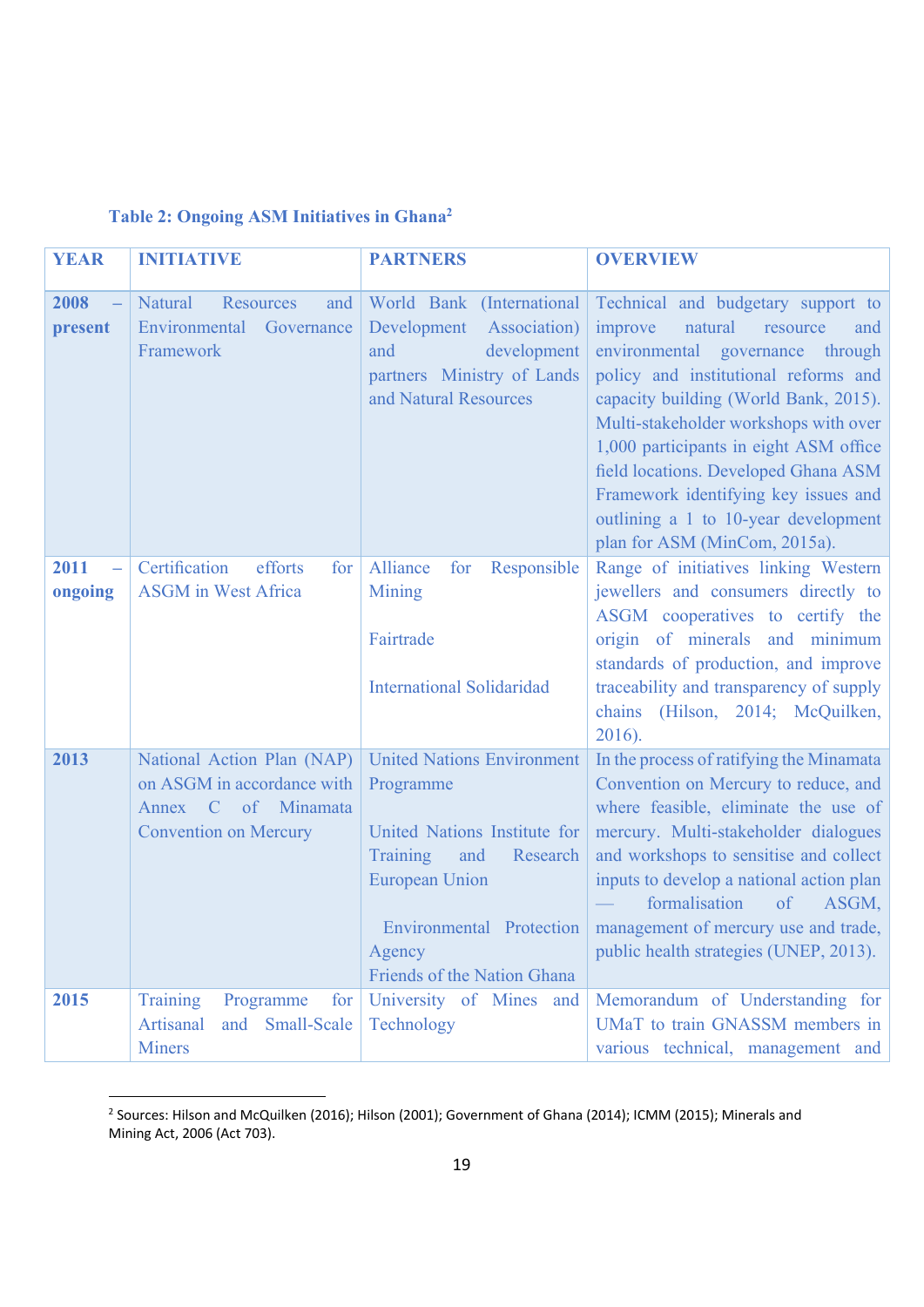**Table 2: Ongoing ASM Initiatives in Ghana[2]**

| YEAR | INITIATIVE | PARTNERS | OVERVIEW |
|---|---|---|---|
| **2008 – present** | Natural Resources and Environmental Governance Framework | World Bank (International Development Association) and development partners Ministry of Lands and Natural Resources | Technical and budgetary support to improve natural resource and environmental governance through policy and institutional reforms and capacity building (World Bank, 2015). Multi-stakeholder workshops with over 1,000 participants in eight ASM office field locations. Developed Ghana ASM Framework identifying key issues and outlining a 1 to 10-year development plan for ASM (MinCom, 2015a). |
| **2011 – ongoing** | Certification efforts for ASGM in West Africa | Alliance for Responsible Mining<br><br>Fairtrade<br><br>International Solidaridad | Range of initiatives linking Western jewellers and consumers directly to ASGM cooperatives to certify the origin of minerals and minimum standards of production, and improve traceability and transparency of supply chains (Hilson, 2014; McQuilken, 2016). |
| **2013** | National Action Plan (NAP) on ASGM in accordance with Annex C of Minamata Convention on Mercury | United Nations Environment Programme<br><br>United Nations Institute for Training and Research European Union<br><br>Environmental Protection Agency<br>Friends of the Nation Ghana | In the process of ratifying the Minamata Convention on Mercury to reduce, and where feasible, eliminate the use of mercury. Multi-stakeholder dialogues and workshops to sensitise and collect inputs to develop a national action plan — formalisation of ASGM, management of mercury use and trade, public health strategies (UNEP, 2013). |
| **2015** | Training Programme for Artisanal and Small-Scale Miners | University of Mines and Technology | Memorandum of Understanding for UMaT to train GNASSM members in various technical, management and |

[2] Sources: Hilson and McQuilken (2016); Hilson (2001); Government of Ghana (2014); ICMM (2015); Minerals and Mining Act, 2006 (Act 703).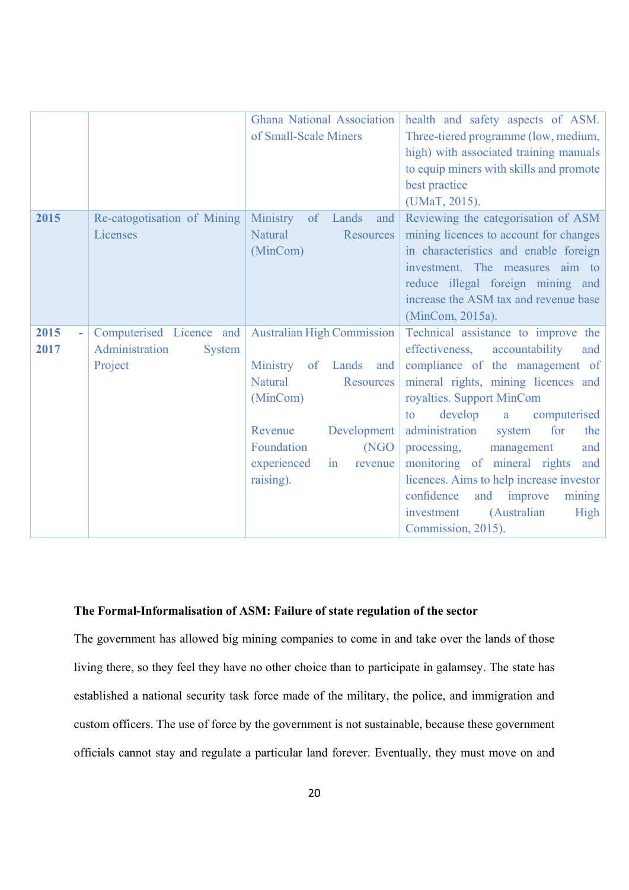| | | | |
|---|---|---|---|
| | | Ghana National Association of Small-Scale Miners | health and safety aspects of ASM. Three-tiered programme (low, medium, high) with associated training manuals to equip miners with skills and promote best practice (UMaT, 2015). |
| **2015** | Re-catogotisation of Mining Licenses | Ministry of Lands and Natural Resources (MinCom) | Reviewing the categorisation of ASM mining licences to account for changes in characteristics and enable foreign investment. The measures aim to reduce illegal foreign mining and increase the ASM tax and revenue base (MinCom, 2015a). |
| **2015 - 2017** | Computerised Licence and Administration System Project | Australian High Commission<br><br>Ministry of Lands and Natural Resources (MinCom)<br><br>Revenue Development Foundation (NGO experienced in revenue raising). | Technical assistance to improve the effectiveness, accountability and compliance of the management of mineral rights, mining licences and royalties. Support MinCom to develop a computerised administration system for the processing, management and monitoring of mineral rights and licences. Aims to help increase investor confidence and improve mining investment (Australian High Commission, 2015). |

**The Formal-Informalisation of ASM: Failure of state regulation of the sector**

The government has allowed big mining companies to come in and take over the lands of those living there, so they feel they have no other choice than to participate in galamsey. The state has established a national security task force made of the military, the police, and immigration and custom officers. The use of force by the government is not sustainable, because these government officials cannot stay and regulate a particular land forever. Eventually, they must move on and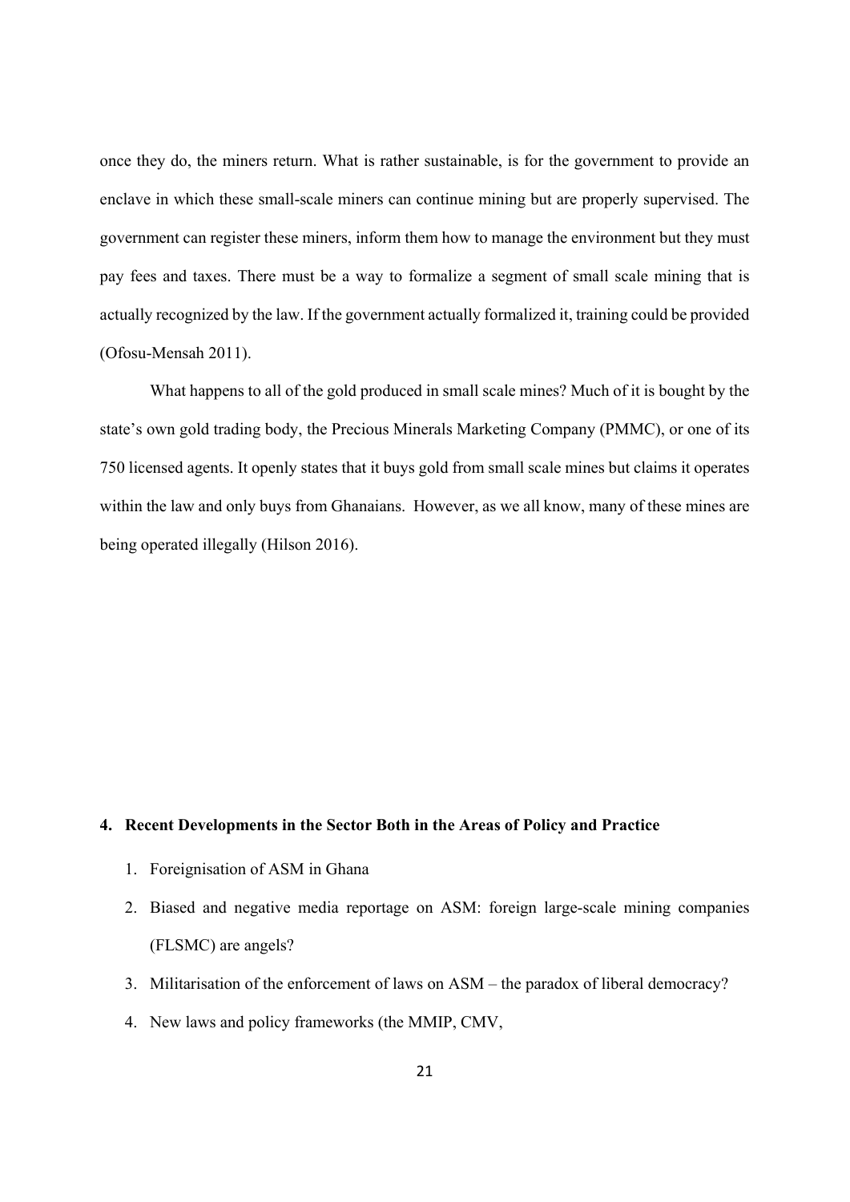once they do, the miners return. What is rather sustainable, is for the government to provide an enclave in which these small-scale miners can continue mining but are properly supervised. The government can register these miners, inform them how to manage the environment but they must pay fees and taxes. There must be a way to formalize a segment of small scale mining that is actually recognized by the law. If the government actually formalized it, training could be provided (Ofosu-Mensah 2011).

What happens to all of the gold produced in small scale mines? Much of it is bought by the state's own gold trading body, the Precious Minerals Marketing Company (PMMC), or one of its 750 licensed agents. It openly states that it buys gold from small scale mines but claims it operates within the law and only buys from Ghanaians. However, as we all know, many of these mines are being operated illegally (Hilson 2016).

## 4. Recent Developments in the Sector Both in the Areas of Policy and Practice

1. Foreignisation of ASM in Ghana
2. Biased and negative media reportage on ASM: foreign large-scale mining companies (FLSMC) are angels?
3. Militarisation of the enforcement of laws on ASM – the paradox of liberal democracy?
4. New laws and policy frameworks (the MMIP, CMV,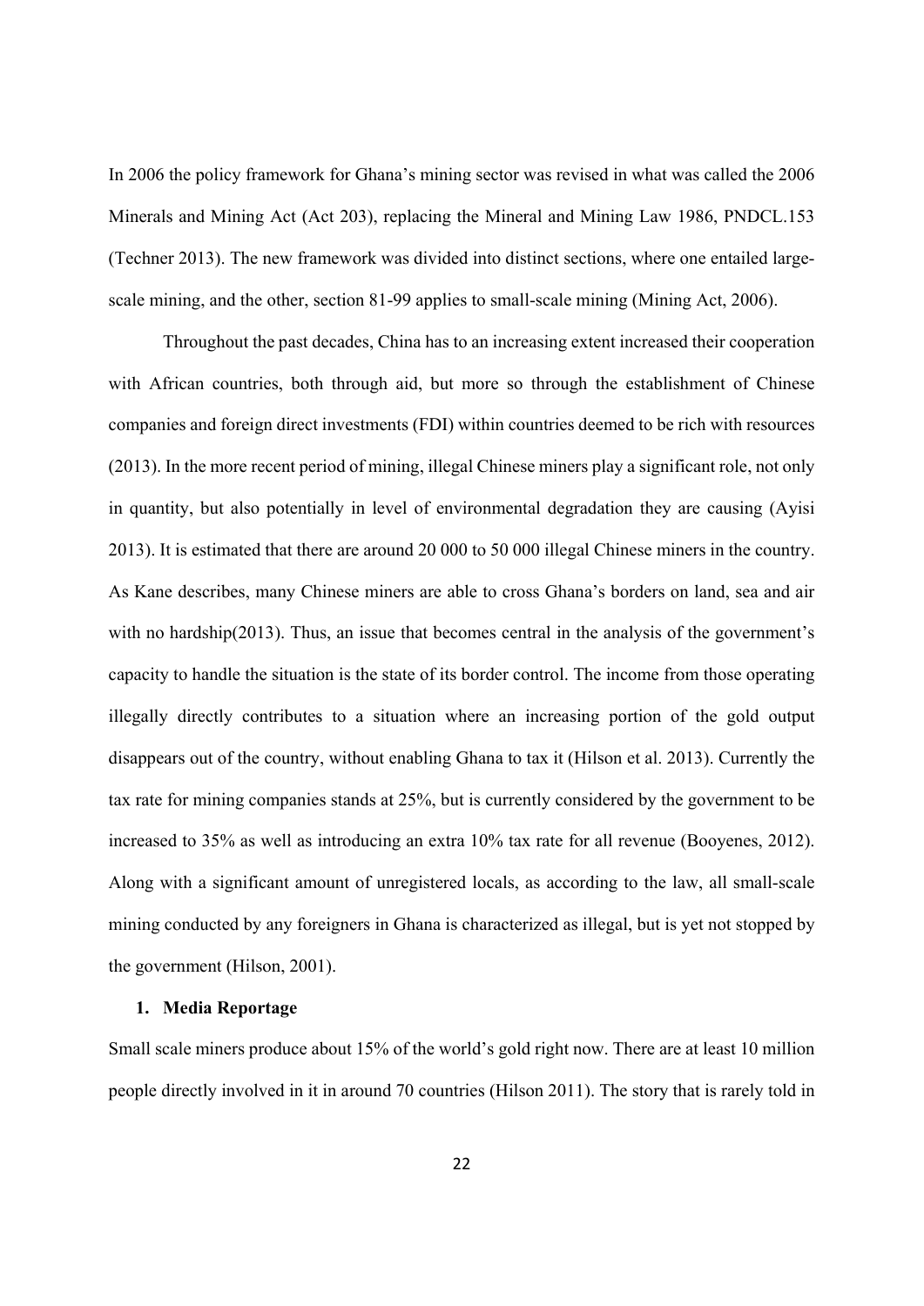In 2006 the policy framework for Ghana's mining sector was revised in what was called the 2006 Minerals and Mining Act (Act 203), replacing the Mineral and Mining Law 1986, PNDCL.153 (Techner 2013). The new framework was divided into distinct sections, where one entailed large-scale mining, and the other, section 81-99 applies to small-scale mining (Mining Act, 2006).

Throughout the past decades, China has to an increasing extent increased their cooperation with African countries, both through aid, but more so through the establishment of Chinese companies and foreign direct investments (FDI) within countries deemed to be rich with resources (2013). In the more recent period of mining, illegal Chinese miners play a significant role, not only in quantity, but also potentially in level of environmental degradation they are causing (Ayisi 2013). It is estimated that there are around 20 000 to 50 000 illegal Chinese miners in the country. As Kane describes, many Chinese miners are able to cross Ghana's borders on land, sea and air with no hardship(2013). Thus, an issue that becomes central in the analysis of the government's capacity to handle the situation is the state of its border control. The income from those operating illegally directly contributes to a situation where an increasing portion of the gold output disappears out of the country, without enabling Ghana to tax it (Hilson et al. 2013). Currently the tax rate for mining companies stands at 25%, but is currently considered by the government to be increased to 35% as well as introducing an extra 10% tax rate for all revenue (Booyenes, 2012). Along with a significant amount of unregistered locals, as according to the law, all small-scale mining conducted by any foreigners in Ghana is characterized as illegal, but is yet not stopped by the government (Hilson, 2001).

## 1. Media Reportage

Small scale miners produce about 15% of the world's gold right now. There are at least 10 million people directly involved in it in around 70 countries (Hilson 2011). The story that is rarely told in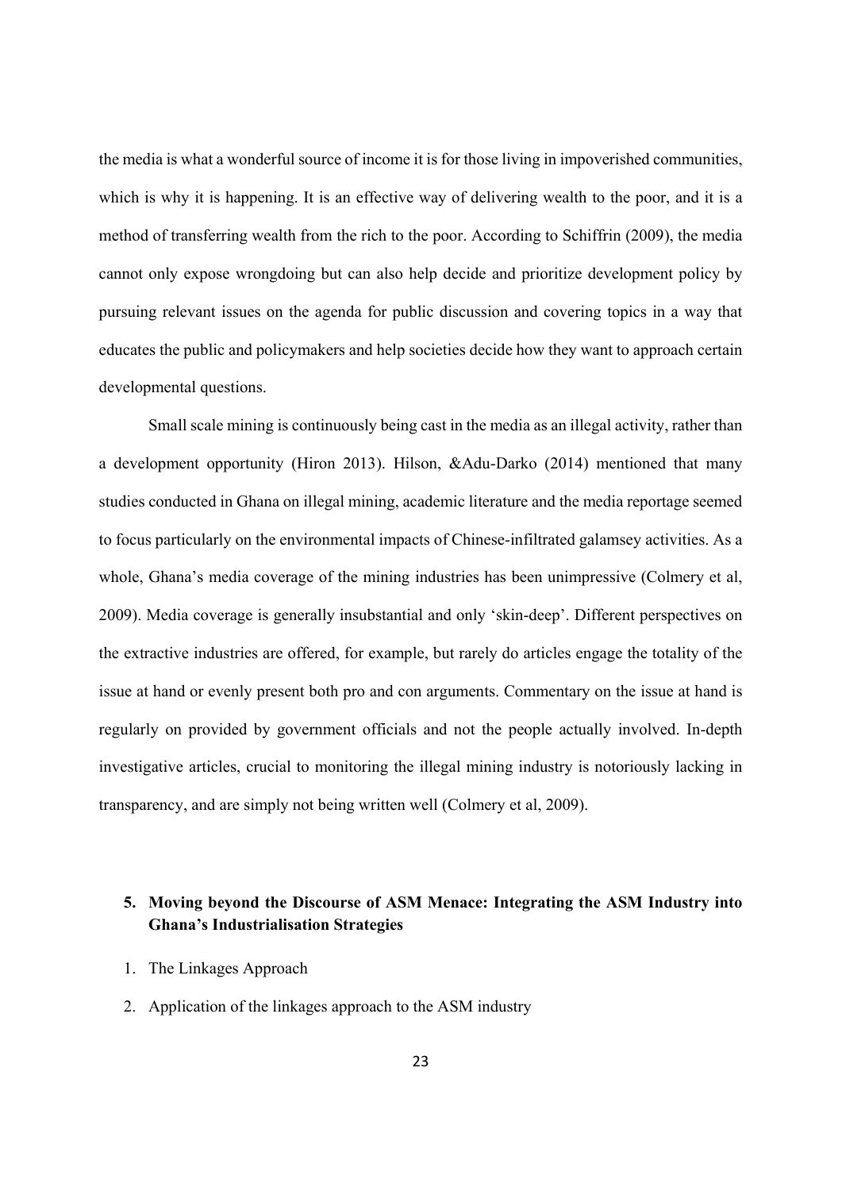the media is what a wonderful source of income it is for those living in impoverished communities, which is why it is happening. It is an effective way of delivering wealth to the poor, and it is a method of transferring wealth from the rich to the poor. According to Schiffrin (2009), the media cannot only expose wrongdoing but can also help decide and prioritize development policy by pursuing relevant issues on the agenda for public discussion and covering topics in a way that educates the public and policymakers and help societies decide how they want to approach certain developmental questions.

Small scale mining is continuously being cast in the media as an illegal activity, rather than a development opportunity (Hiron 2013). Hilson, &Adu-Darko (2014) mentioned that many studies conducted in Ghana on illegal mining, academic literature and the media reportage seemed to focus particularly on the environmental impacts of Chinese-infiltrated galamsey activities. As a whole, Ghana's media coverage of the mining industries has been unimpressive (Colmery et al, 2009). Media coverage is generally insubstantial and only 'skin-deep'. Different perspectives on the extractive industries are offered, for example, but rarely do articles engage the totality of the issue at hand or evenly present both pro and con arguments. Commentary on the issue at hand is regularly on provided by government officials and not the people actually involved. In-depth investigative articles, crucial to monitoring the illegal mining industry is notoriously lacking in transparency, and are simply not being written well (Colmery et al, 2009).

## 5. Moving beyond the Discourse of ASM Menace: Integrating the ASM Industry into Ghana's Industrialisation Strategies

1. The Linkages Approach
2. Application of the linkages approach to the ASM industry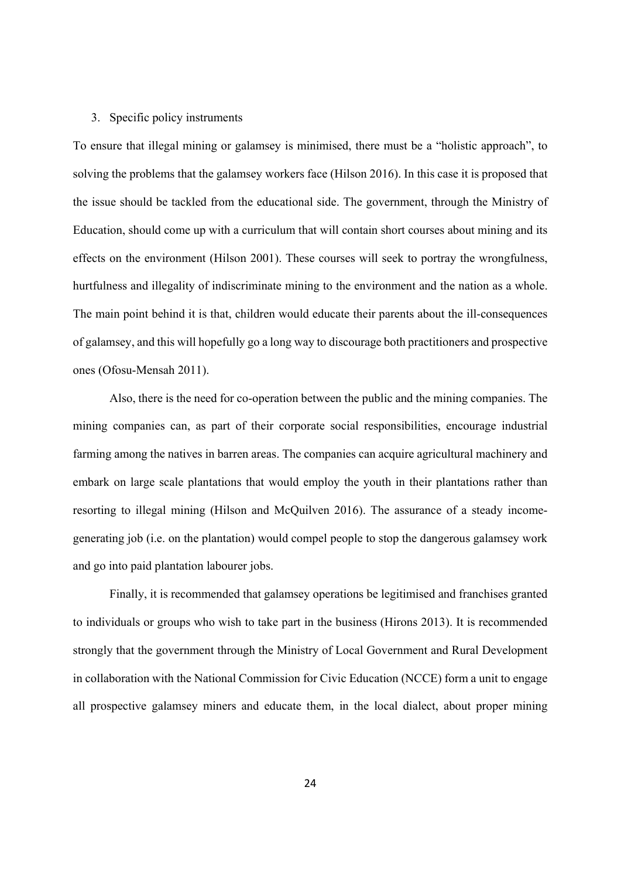3. Specific policy instruments

To ensure that illegal mining or galamsey is minimised, there must be a "holistic approach", to solving the problems that the galamsey workers face (Hilson 2016). In this case it is proposed that the issue should be tackled from the educational side. The government, through the Ministry of Education, should come up with a curriculum that will contain short courses about mining and its effects on the environment (Hilson 2001). These courses will seek to portray the wrongfulness, hurtfulness and illegality of indiscriminate mining to the environment and the nation as a whole. The main point behind it is that, children would educate their parents about the ill-consequences of galamsey, and this will hopefully go a long way to discourage both practitioners and prospective ones (Ofosu-Mensah 2011).

Also, there is the need for co-operation between the public and the mining companies. The mining companies can, as part of their corporate social responsibilities, encourage industrial farming among the natives in barren areas. The companies can acquire agricultural machinery and embark on large scale plantations that would employ the youth in their plantations rather than resorting to illegal mining (Hilson and McQuilven 2016). The assurance of a steady income-generating job (i.e. on the plantation) would compel people to stop the dangerous galamsey work and go into paid plantation labourer jobs.

Finally, it is recommended that galamsey operations be legitimised and franchises granted to individuals or groups who wish to take part in the business (Hirons 2013). It is recommended strongly that the government through the Ministry of Local Government and Rural Development in collaboration with the National Commission for Civic Education (NCCE) form a unit to engage all prospective galamsey miners and educate them, in the local dialect, about proper mining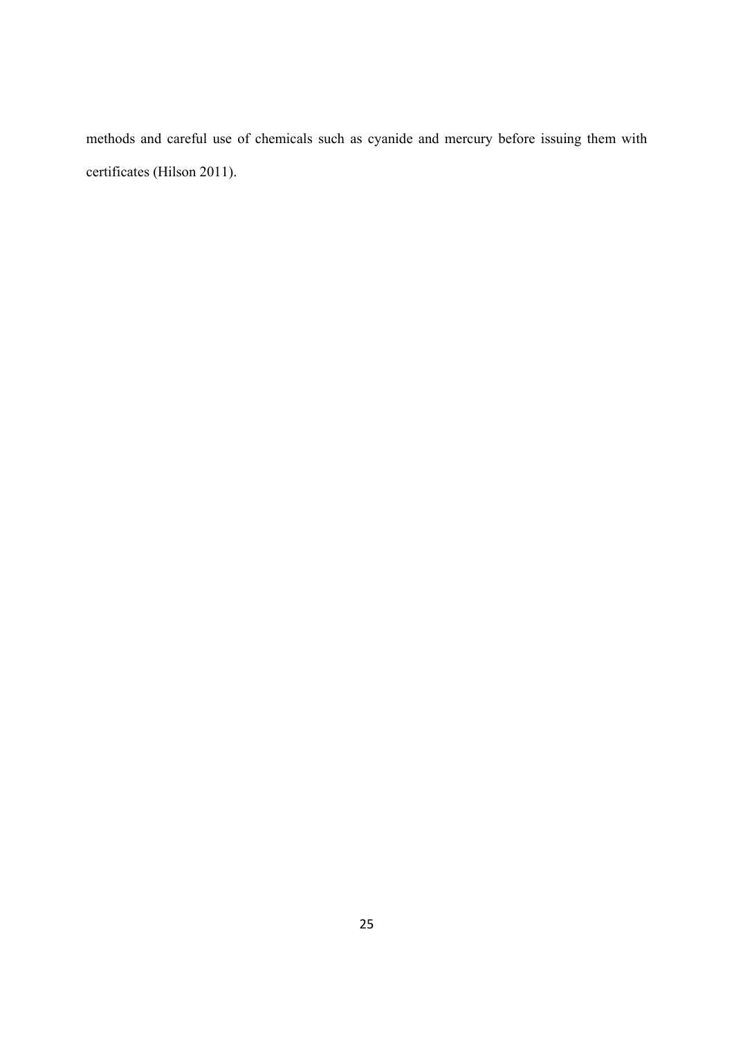methods and careful use of chemicals such as cyanide and mercury before issuing them with certificates (Hilson 2011).